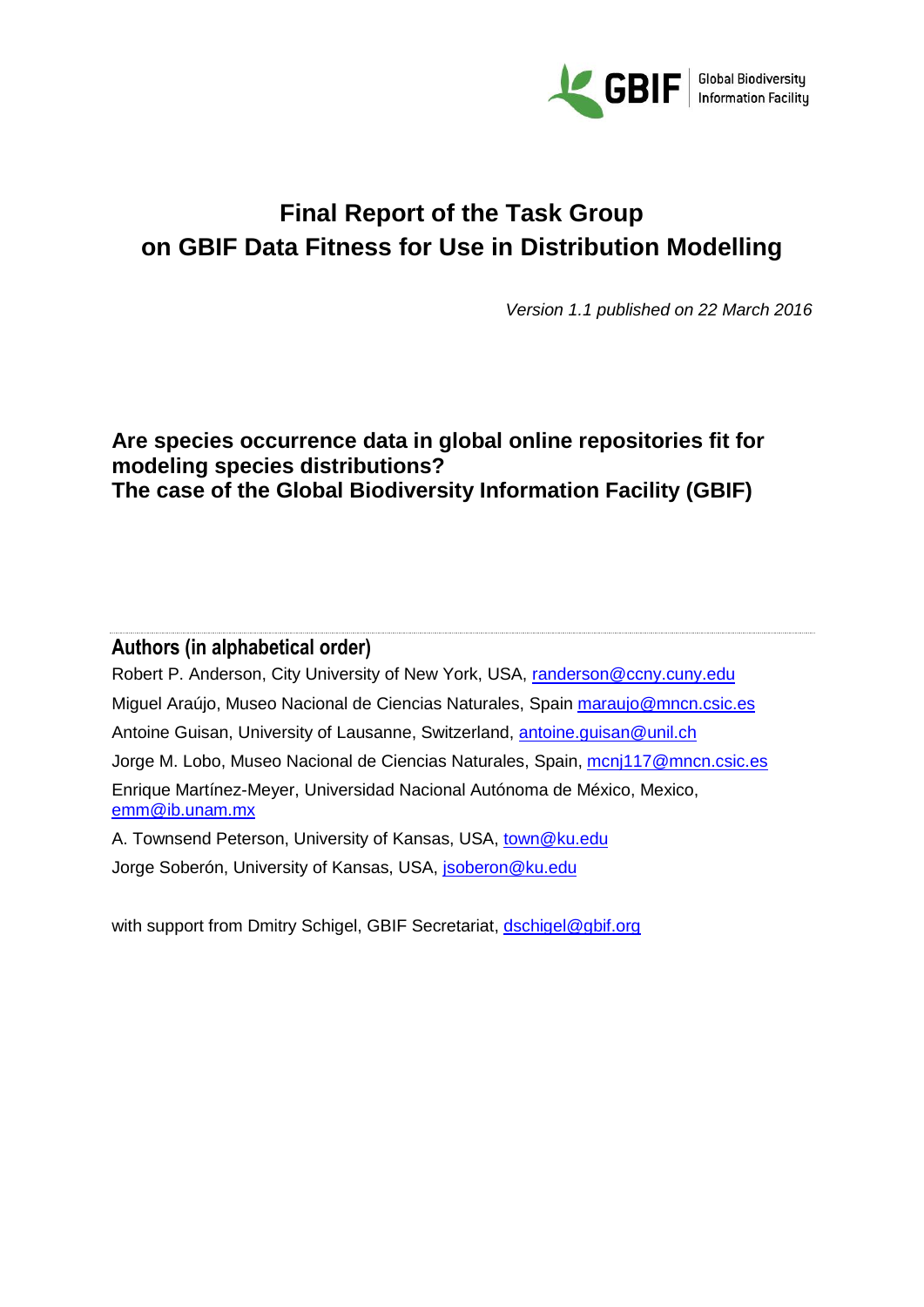# Final Report of the Task Group on GBIF Data Fitness for Use in Distribution Modelling

*Version 1.1 published on 22 March 2016*

## Are species occurrence data in global online repositories fit for modeling species distributions? The case of the Global Biodiversity Information Facility (GBIF)

### Authors (in alphabetical order)

Robert P. Anderson, City University of New York, USA, randerson@ccny.cuny.edu

Miguel Araújo, Museo Nacional de Ciencias Naturales, Spain maraujo@mncn.csic.es

Antoine Guisan, University of Lausanne, Switzerland, antoine.guisan@unil.ch

Jorge M. Lobo, Museo Nacional de Ciencias Naturales, Spain, mcnj117@mncn.csic.es

Enrique Martínez-Meyer, Universidad Nacional Autónoma de México, Mexico, emm@ib.unam.mx

A. Townsend Peterson, University of Kansas, USA, town@ku.edu

Jorge Soberón, University of Kansas, USA, jsoberon@ku.edu

with support from Dmitry Schigel, GBIF Secretariat, dschigel@gbif.org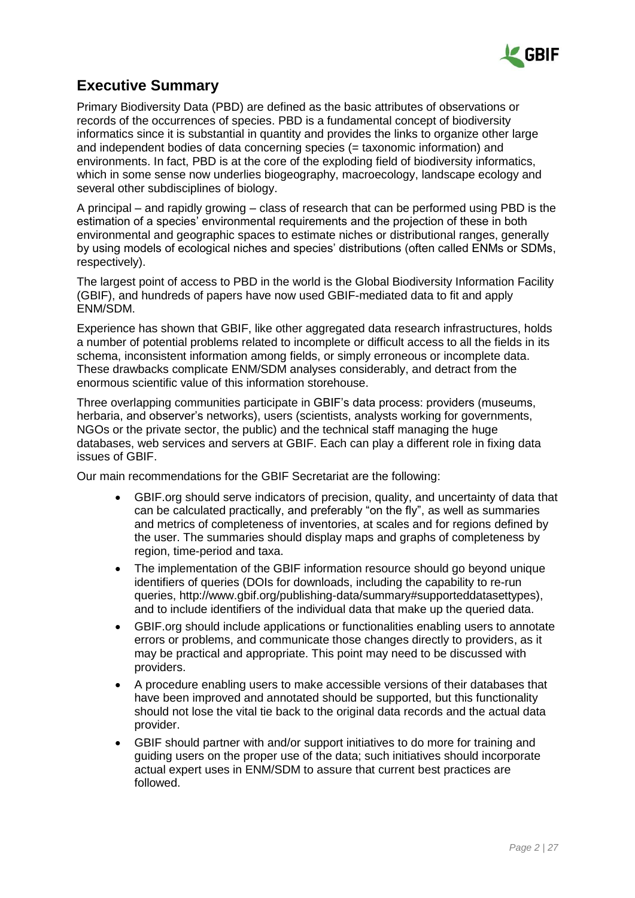## Executive Summary

Primary Biodiversity Data (PBD) are defined as the basic attributes of observations or records of the occurrences of species. PBD is a fundamental concept of biodiversity informatics since it is substantial in quantity and provides the links to organize other large and independent bodies of data concerning species (= taxonomic information) and environments. In fact, PBD is at the core of the exploding field of biodiversity informatics, which in some sense now underlies biogeography, macroecology, landscape ecology and several other subdisciplines of biology.

A principal – and rapidly growing – class of research that can be performed using PBD is the estimation of a species' environmental requirements and the projection of these in both environmental and geographic spaces to estimate niches or distributional ranges, generally by using models of ecological niches and species' distributions (often called ENMs or SDMs, respectively).

The largest point of access to PBD in the world is the Global Biodiversity Information Facility (GBIF), and hundreds of papers have now used GBIF-mediated data to fit and apply ENM/SDM.

Experience has shown that GBIF, like other aggregated data research infrastructures, holds a number of potential problems related to incomplete or difficult access to all the fields in its schema, inconsistent information among fields, or simply erroneous or incomplete data. These drawbacks complicate ENM/SDM analyses considerably, and detract from the enormous scientific value of this information storehouse.

Three overlapping communities participate in GBIF's data process: providers (museums, herbaria, and observer's networks), users (scientists, analysts working for governments, NGOs or the private sector, the public) and the technical staff managing the huge databases, web services and servers at GBIF. Each can play a different role in fixing data issues of GBIF.

Our main recommendations for the GBIF Secretariat are the following:

- GBIF.org should serve indicators of precision, quality, and uncertainty of data that can be calculated practically, and preferably "on the fly", as well as summaries and metrics of completeness of inventories, at scales and for regions defined by the user. The summaries should display maps and graphs of completeness by region, time-period and taxa.
- The implementation of the GBIF information resource should go beyond unique identifiers of queries (DOIs for downloads, including the capability to re-run queries, http://www.gbif.org/publishing-data/summary#supporteddatasettypes), and to include identifiers of the individual data that make up the queried data.
- GBIF.org should include applications or functionalities enabling users to annotate errors or problems, and communicate those changes directly to providers, as it may be practical and appropriate. This point may need to be discussed with providers.
- A procedure enabling users to make accessible versions of their databases that have been improved and annotated should be supported, but this functionality should not lose the vital tie back to the original data records and the actual data provider.
- GBIF should partner with and/or support initiatives to do more for training and guiding users on the proper use of the data; such initiatives should incorporate actual expert uses in ENM/SDM to assure that current best practices are followed.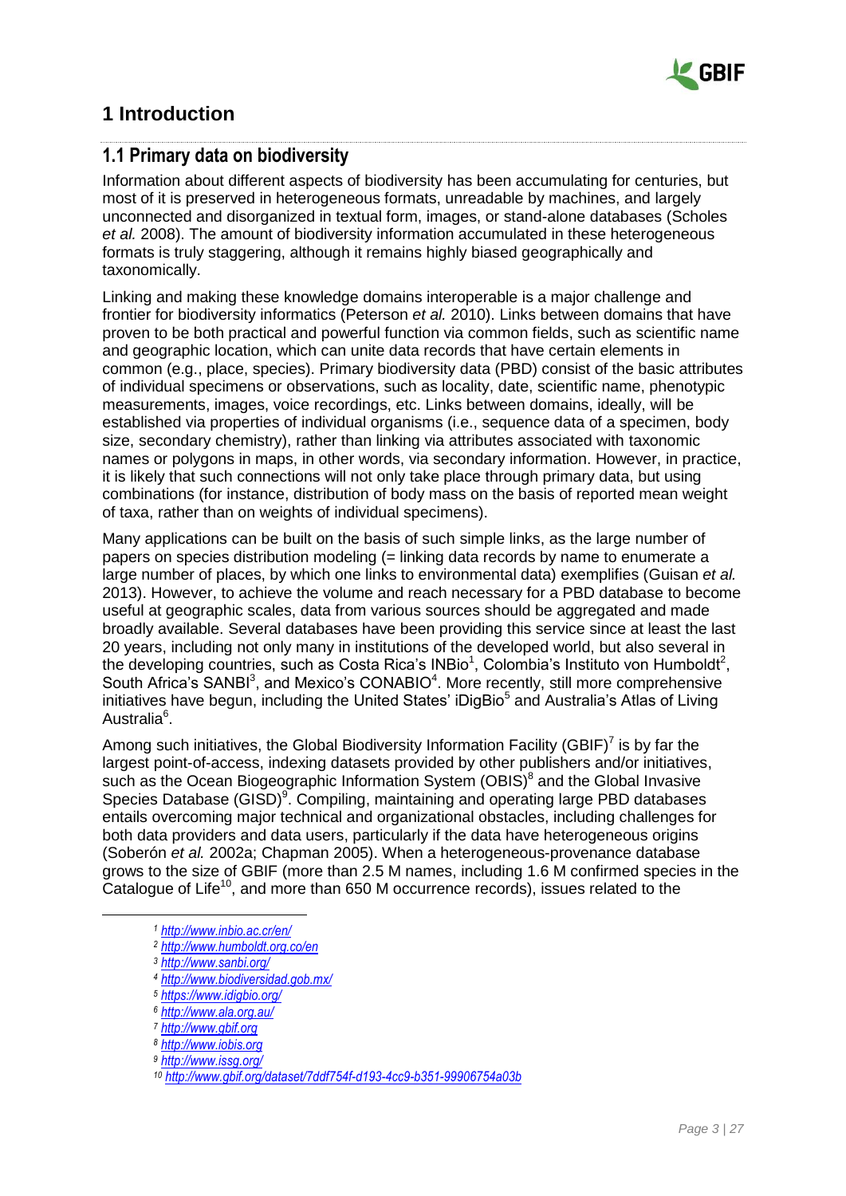# 1 Introduction

## 1.1 Primary data on biodiversity

Information about different aspects of biodiversity has been accumulating for centuries, but most of it is preserved in heterogeneous formats, unreadable by machines, and largely unconnected and disorganized in textual form, images, or stand-alone databases (Scholes *et al.* 2008). The amount of biodiversity information accumulated in these heterogeneous formats is truly staggering, although it remains highly biased geographically and taxonomically.

Linking and making these knowledge domains interoperable is a major challenge and frontier for biodiversity informatics (Peterson *et al.* 2010). Links between domains that have proven to be both practical and powerful function via common fields, such as scientific name and geographic location, which can unite data records that have certain elements in common (e.g., place, species). Primary biodiversity data (PBD) consist of the basic attributes of individual specimens or observations, such as locality, date, scientific name, phenotypic measurements, images, voice recordings, etc. Links between domains, ideally, will be established via properties of individual organisms (i.e., sequence data of a specimen, body size, secondary chemistry), rather than linking via attributes associated with taxonomic names or polygons in maps, in other words, via secondary information. However, in practice, it is likely that such connections will not only take place through primary data, but using combinations (for instance, distribution of body mass on the basis of reported mean weight of taxa, rather than on weights of individual specimens).

Many applications can be built on the basis of such simple links, as the large number of papers on species distribution modeling (= linking data records by name to enumerate a large number of places, by which one links to environmental data) exemplifies (Guisan *et al.* 2013). However, to achieve the volume and reach necessary for a PBD database to become useful at geographic scales, data from various sources should be aggregated and made broadly available. Several databases have been providing this service since at least the last 20 years, including not only many in institutions of the developed world, but also several in the developing countries, such as Costa Rica's INBio[1], Colombia's Instituto von Humboldt[2], South Africa's SANBI[3], and Mexico's CONABIO[4]. More recently, still more comprehensive initiatives have begun, including the United States' iDigBio[5] and Australia's Atlas of Living Australia[6].

Among such initiatives, the Global Biodiversity Information Facility (GBIF)[7] is by far the largest point-of-access, indexing datasets provided by other publishers and/or initiatives, such as the Ocean Biogeographic Information System (OBIS)[8] and the Global Invasive Species Database (GISD)[9]. Compiling, maintaining and operating large PBD databases entails overcoming major technical and organizational obstacles, including challenges for both data providers and data users, particularly if the data have heterogeneous origins (Soberón *et al.* 2002a; Chapman 2005). When a heterogeneous-provenance database grows to the size of GBIF (more than 2.5 M names, including 1.6 M confirmed species in the Catalogue of Life[10], and more than 650 M occurrence records), issues related to the

---

[1] http://www.inbio.ac.cr/en/
[2] http://www.humboldt.org.co/en
[3] http://www.sanbi.org/
[4] http://www.biodiversidad.gob.mx/
[5] https://www.idigbio.org/
[6] http://www.ala.org.au/
[7] http://www.gbif.org
[8] http://www.iobis.org
[9] http://www.issg.org/
[10] http://www.gbif.org/dataset/7ddf754f-d193-4cc9-b351-99906754a03b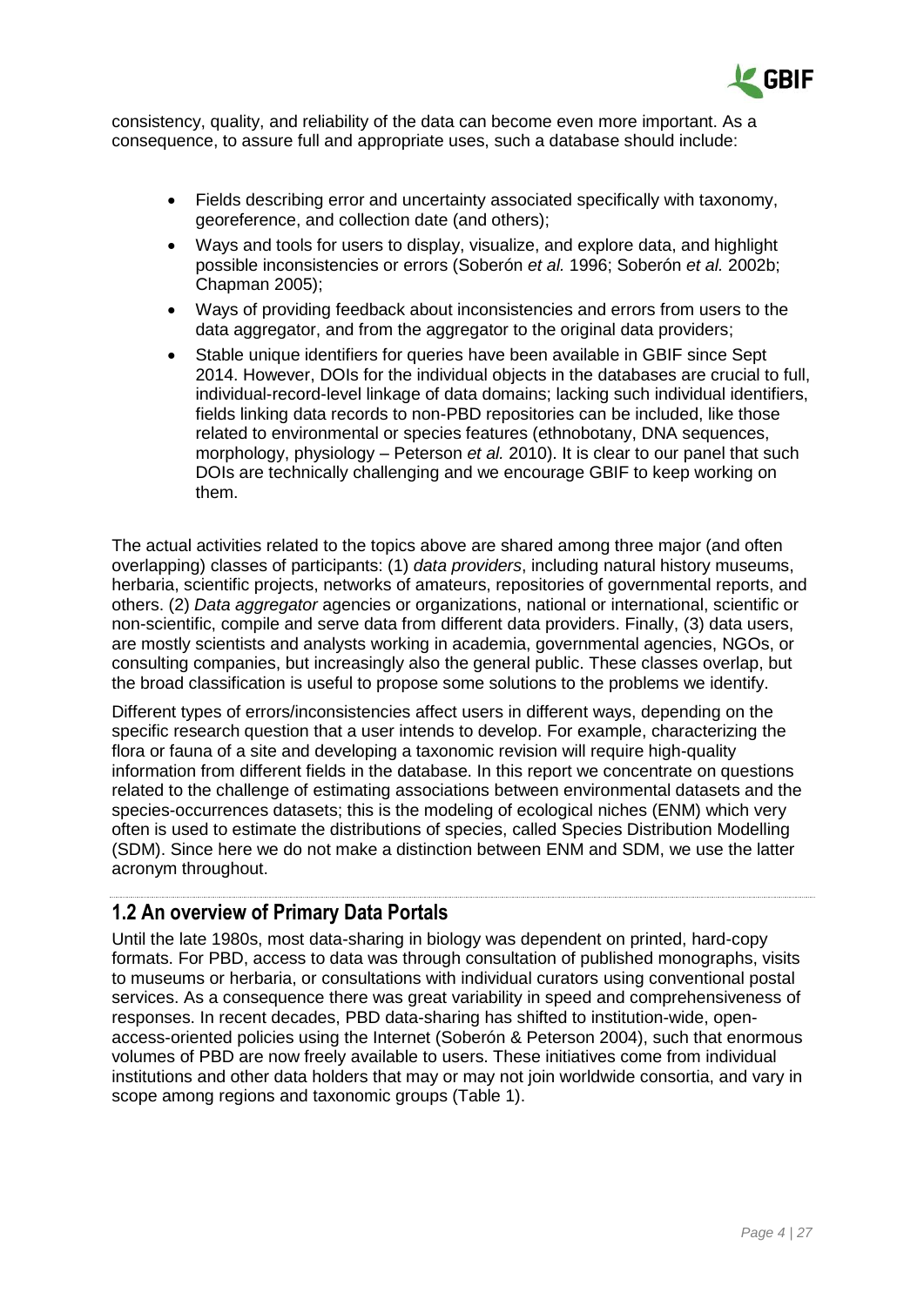consistency, quality, and reliability of the data can become even more important. As a consequence, to assure full and appropriate uses, such a database should include:

- Fields describing error and uncertainty associated specifically with taxonomy, georeference, and collection date (and others);
- Ways and tools for users to display, visualize, and explore data, and highlight possible inconsistencies or errors (Soberón *et al.* 1996; Soberón *et al.* 2002b; Chapman 2005);
- Ways of providing feedback about inconsistencies and errors from users to the data aggregator, and from the aggregator to the original data providers;
- Stable unique identifiers for queries have been available in GBIF since Sept 2014. However, DOIs for the individual objects in the databases are crucial to full, individual-record-level linkage of data domains; lacking such individual identifiers, fields linking data records to non-PBD repositories can be included, like those related to environmental or species features (ethnobotany, DNA sequences, morphology, physiology – Peterson *et al.* 2010). It is clear to our panel that such DOIs are technically challenging and we encourage GBIF to keep working on them.

The actual activities related to the topics above are shared among three major (and often overlapping) classes of participants: (1) *data providers*, including natural history museums, herbaria, scientific projects, networks of amateurs, repositories of governmental reports, and others. (2) *Data aggregator* agencies or organizations, national or international, scientific or non-scientific, compile and serve data from different data providers. Finally, (3) data users, are mostly scientists and analysts working in academia, governmental agencies, NGOs, or consulting companies, but increasingly also the general public. These classes overlap, but the broad classification is useful to propose some solutions to the problems we identify.

Different types of errors/inconsistencies affect users in different ways, depending on the specific research question that a user intends to develop. For example, characterizing the flora or fauna of a site and developing a taxonomic revision will require high-quality information from different fields in the database. In this report we concentrate on questions related to the challenge of estimating associations between environmental datasets and the species-occurrences datasets; this is the modeling of ecological niches (ENM) which very often is used to estimate the distributions of species, called Species Distribution Modelling (SDM). Since here we do not make a distinction between ENM and SDM, we use the latter acronym throughout.

## 1.2 An overview of Primary Data Portals

Until the late 1980s, most data-sharing in biology was dependent on printed, hard-copy formats. For PBD, access to data was through consultation of published monographs, visits to museums or herbaria, or consultations with individual curators using conventional postal services. As a consequence there was great variability in speed and comprehensiveness of responses. In recent decades, PBD data-sharing has shifted to institution-wide, open-access-oriented policies using the Internet (Soberón & Peterson 2004), such that enormous volumes of PBD are now freely available to users. These initiatives come from individual institutions and other data holders that may or may not join worldwide consortia, and vary in scope among regions and taxonomic groups (Table 1).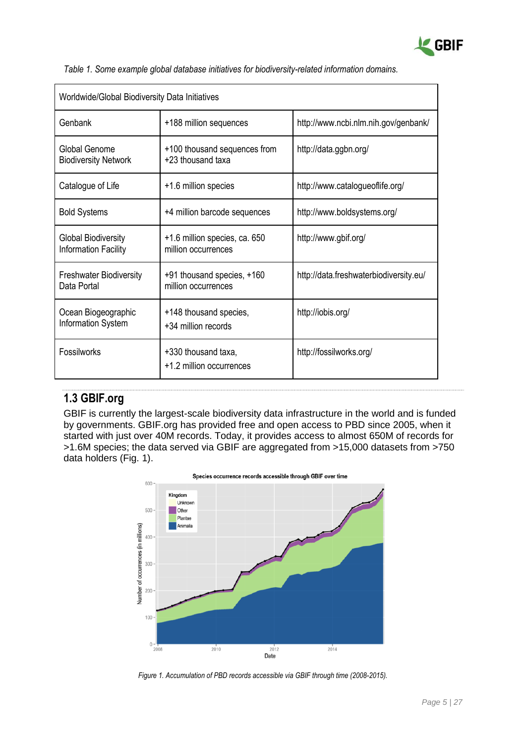*Table 1. Some example global database initiatives for biodiversity-related information domains.*

| Worldwide/Global Biodiversity Data Initiatives | | |
|---|---|---|
| Genbank | +188 million sequences | http://www.ncbi.nlm.nih.gov/genbank/ |
| Global Genome Biodiversity Network | +100 thousand sequences from +23 thousand taxa | http://data.ggbn.org/ |
| Catalogue of Life | +1.6 million species | http://www.catalogueoflife.org/ |
| Bold Systems | +4 million barcode sequences | http://www.boldsystems.org/ |
| Global Biodiversity Information Facility | +1.6 million species, ca. 650 million occurrences | http://www.gbif.org/ |
| Freshwater Biodiversity Data Portal | +91 thousand species, +160 million occurrences | http://data.freshwaterbiodiversity.eu/ |
| Ocean Biogeographic Information System | +148 thousand species, +34 million records | http://iobis.org/ |
| Fossilworks | +330 thousand taxa, +1.2 million occurrences | http://fossilworks.org/ |

## 1.3 GBIF.org

GBIF is currently the largest-scale biodiversity data infrastructure in the world and is funded by governments. GBIF.org has provided free and open access to PBD since 2005, when it started with just over 40M records. Today, it provides access to almost 650M of records for >1.6M species; the data served via GBIF are aggregated from >15,000 datasets from >750 data holders (Fig. 1).

*Figure 1. Accumulation of PBD records accessible via GBIF through time (2008-2015).*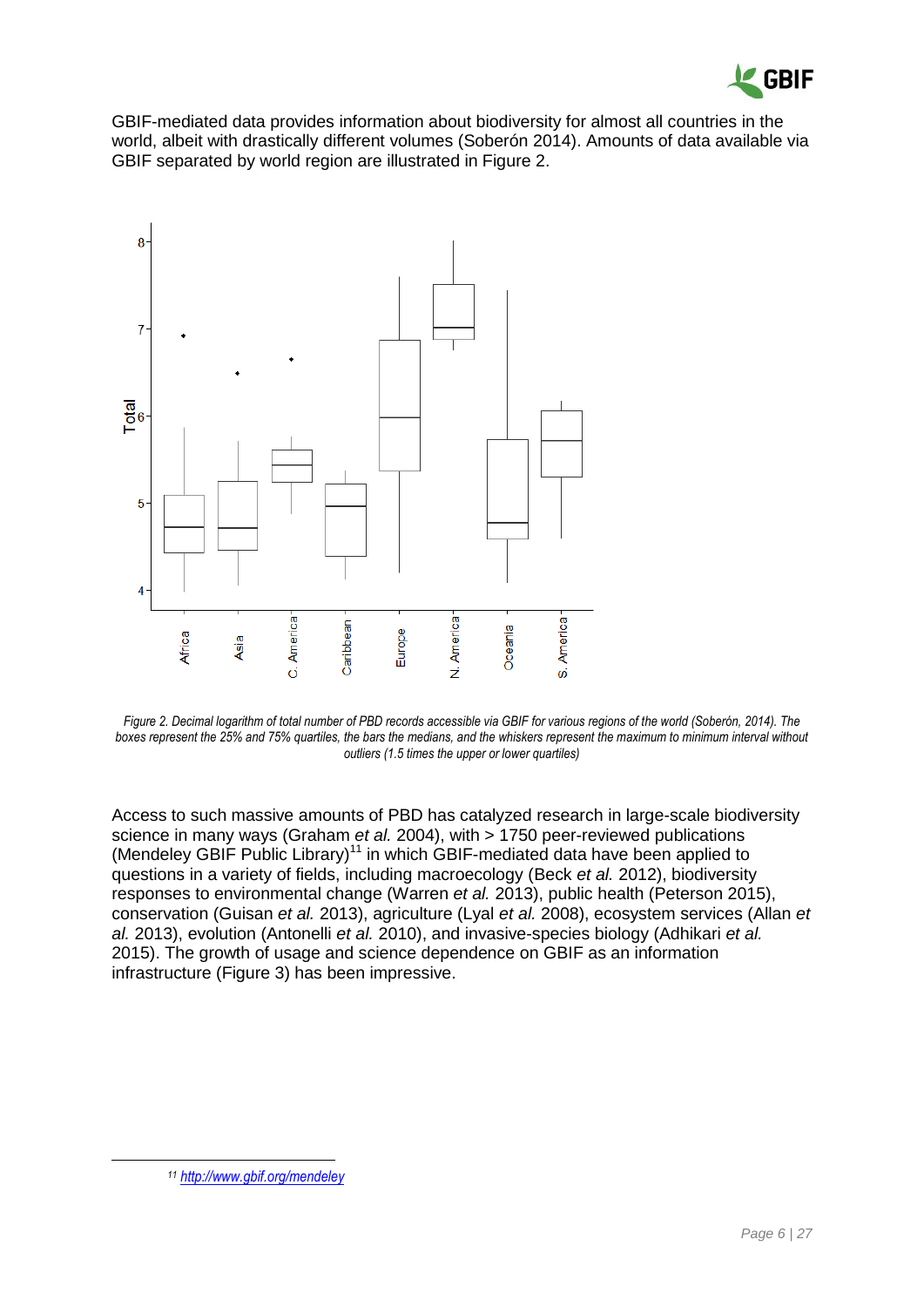GBIF-mediated data provides information about biodiversity for almost all countries in the world, albeit with drastically different volumes (Soberón 2014). Amounts of data available via GBIF separated by world region are illustrated in Figure 2.

*Figure 2. Decimal logarithm of total number of PBD records accessible via GBIF for various regions of the world (Soberón, 2014). The boxes represent the 25% and 75% quartiles, the bars the medians, and the whiskers represent the maximum to minimum interval without outliers (1.5 times the upper or lower quartiles)*

Access to such massive amounts of PBD has catalyzed research in large-scale biodiversity science in many ways (Graham *et al.* 2004), with > 1750 peer-reviewed publications (Mendeley GBIF Public Library)[11] in which GBIF-mediated data have been applied to questions in a variety of fields, including macroecology (Beck *et al.* 2012), biodiversity responses to environmental change (Warren *et al.* 2013), public health (Peterson 2015), conservation (Guisan *et al.* 2013), agriculture (Lyal *et al.* 2008), ecosystem services (Allan *et al.* 2013), evolution (Antonelli *et al.* 2010), and invasive-species biology (Adhikari *et al.* 2015). The growth of usage and science dependence on GBIF as an information infrastructure (Figure 3) has been impressive.

[11] http://www.gbif.org/mendeley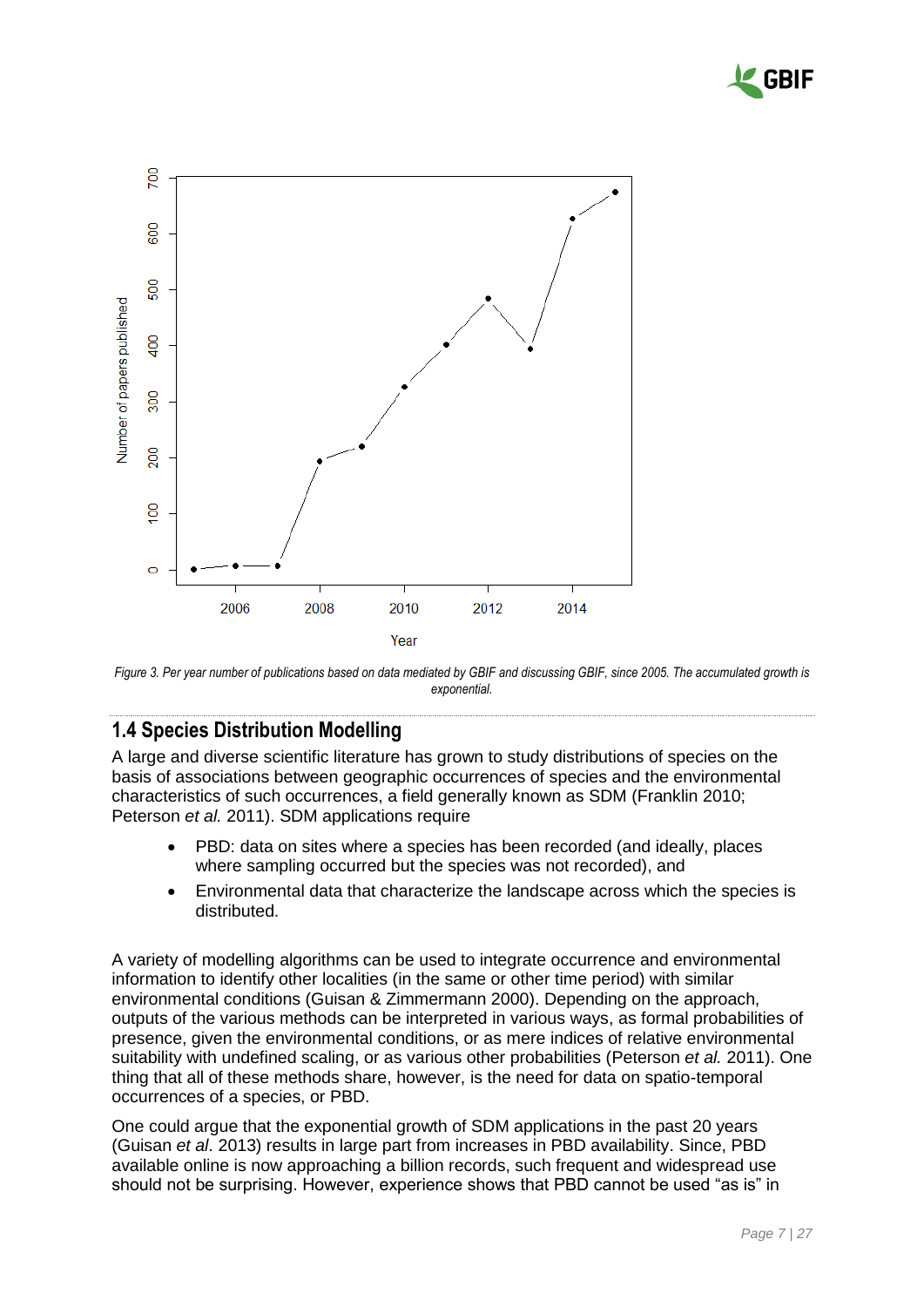*Figure 3. Per year number of publications based on data mediated by GBIF and discussing GBIF, since 2005. The accumulated growth is exponential.*

## 1.4 Species Distribution Modelling

A large and diverse scientific literature has grown to study distributions of species on the basis of associations between geographic occurrences of species and the environmental characteristics of such occurrences, a field generally known as SDM (Franklin 2010; Peterson *et al.* 2011). SDM applications require

- PBD: data on sites where a species has been recorded (and ideally, places where sampling occurred but the species was not recorded), and
- Environmental data that characterize the landscape across which the species is distributed.

A variety of modelling algorithms can be used to integrate occurrence and environmental information to identify other localities (in the same or other time period) with similar environmental conditions (Guisan & Zimmermann 2000). Depending on the approach, outputs of the various methods can be interpreted in various ways, as formal probabilities of presence, given the environmental conditions, or as mere indices of relative environmental suitability with undefined scaling, or as various other probabilities (Peterson *et al.* 2011). One thing that all of these methods share, however, is the need for data on spatio-temporal occurrences of a species, or PBD.

One could argue that the exponential growth of SDM applications in the past 20 years (Guisan *et al*. 2013) results in large part from increases in PBD availability. Since, PBD available online is now approaching a billion records, such frequent and widespread use should not be surprising. However, experience shows that PBD cannot be used "as is" in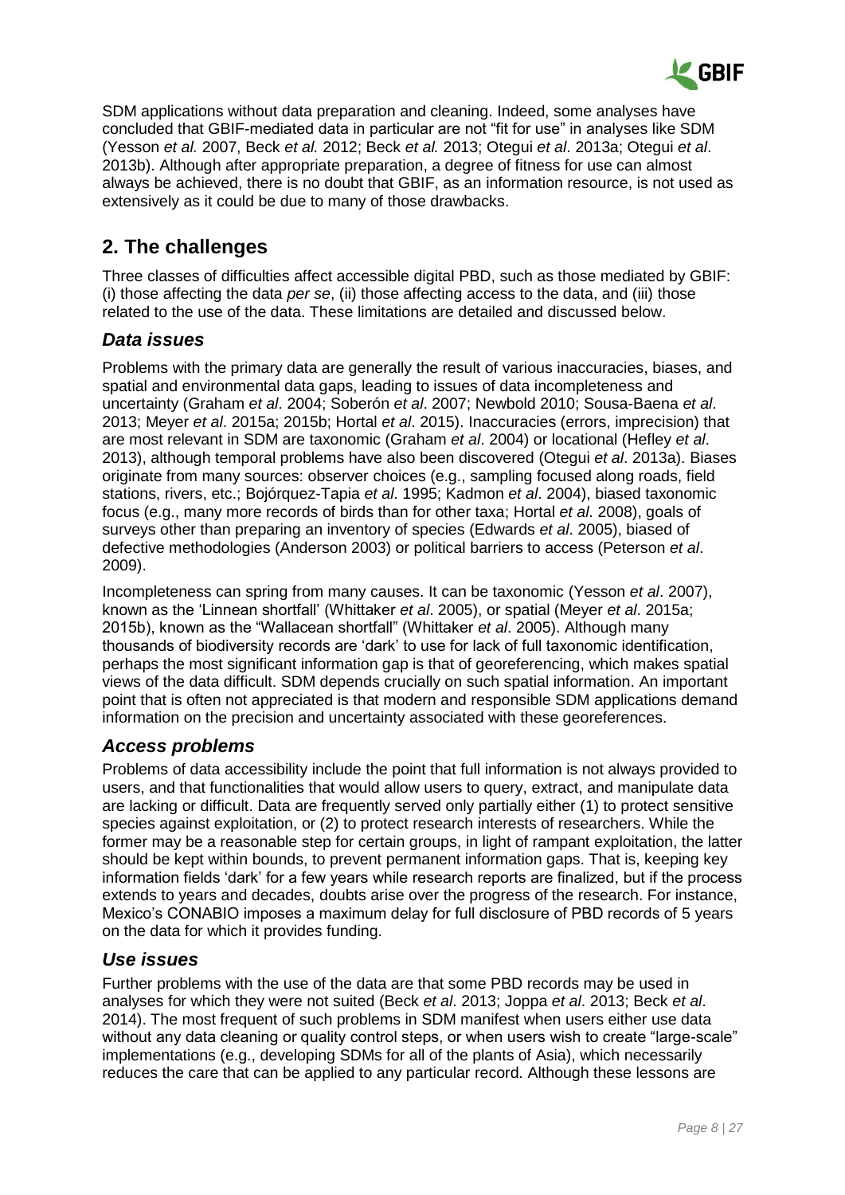SDM applications without data preparation and cleaning. Indeed, some analyses have concluded that GBIF-mediated data in particular are not "fit for use" in analyses like SDM (Yesson *et al.* 2007, Beck *et al.* 2012; Beck *et al.* 2013; Otegui *et al*. 2013a; Otegui *et al*. 2013b). Although after appropriate preparation, a degree of fitness for use can almost always be achieved, there is no doubt that GBIF, as an information resource, is not used as extensively as it could be due to many of those drawbacks.

## 2. The challenges

Three classes of difficulties affect accessible digital PBD, such as those mediated by GBIF: (i) those affecting the data *per se*, (ii) those affecting access to the data, and (iii) those related to the use of the data. These limitations are detailed and discussed below.

### *Data issues*

Problems with the primary data are generally the result of various inaccuracies, biases, and spatial and environmental data gaps, leading to issues of data incompleteness and uncertainty (Graham *et al*. 2004; Soberón *et al*. 2007; Newbold 2010; Sousa-Baena *et al*. 2013; Meyer *et al*. 2015a; 2015b; Hortal *et al*. 2015). Inaccuracies (errors, imprecision) that are most relevant in SDM are taxonomic (Graham *et al*. 2004) or locational (Hefley *et al*. 2013), although temporal problems have also been discovered (Otegui *et al*. 2013a). Biases originate from many sources: observer choices (e.g., sampling focused along roads, field stations, rivers, etc.; Bojórquez-Tapia *et al*. 1995; Kadmon *et al*. 2004), biased taxonomic focus (e.g., many more records of birds than for other taxa; Hortal *et al*. 2008), goals of surveys other than preparing an inventory of species (Edwards *et al*. 2005), biased of defective methodologies (Anderson 2003) or political barriers to access (Peterson *et al*. 2009).

Incompleteness can spring from many causes. It can be taxonomic (Yesson *et al*. 2007), known as the 'Linnean shortfall' (Whittaker *et al*. 2005), or spatial (Meyer *et al*. 2015a; 2015b), known as the "Wallacean shortfall" (Whittaker *et al*. 2005). Although many thousands of biodiversity records are 'dark' to use for lack of full taxonomic identification, perhaps the most significant information gap is that of georeferencing, which makes spatial views of the data difficult. SDM depends crucially on such spatial information. An important point that is often not appreciated is that modern and responsible SDM applications demand information on the precision and uncertainty associated with these georeferences.

### *Access problems*

Problems of data accessibility include the point that full information is not always provided to users, and that functionalities that would allow users to query, extract, and manipulate data are lacking or difficult. Data are frequently served only partially either (1) to protect sensitive species against exploitation, or (2) to protect research interests of researchers. While the former may be a reasonable step for certain groups, in light of rampant exploitation, the latter should be kept within bounds, to prevent permanent information gaps. That is, keeping key information fields 'dark' for a few years while research reports are finalized, but if the process extends to years and decades, doubts arise over the progress of the research. For instance, Mexico's CONABIO imposes a maximum delay for full disclosure of PBD records of 5 years on the data for which it provides funding.

### *Use issues*

Further problems with the use of the data are that some PBD records may be used in analyses for which they were not suited (Beck *et al*. 2013; Joppa *et al*. 2013; Beck *et al*. 2014). The most frequent of such problems in SDM manifest when users either use data without any data cleaning or quality control steps, or when users wish to create "large-scale" implementations (e.g., developing SDMs for all of the plants of Asia), which necessarily reduces the care that can be applied to any particular record. Although these lessons are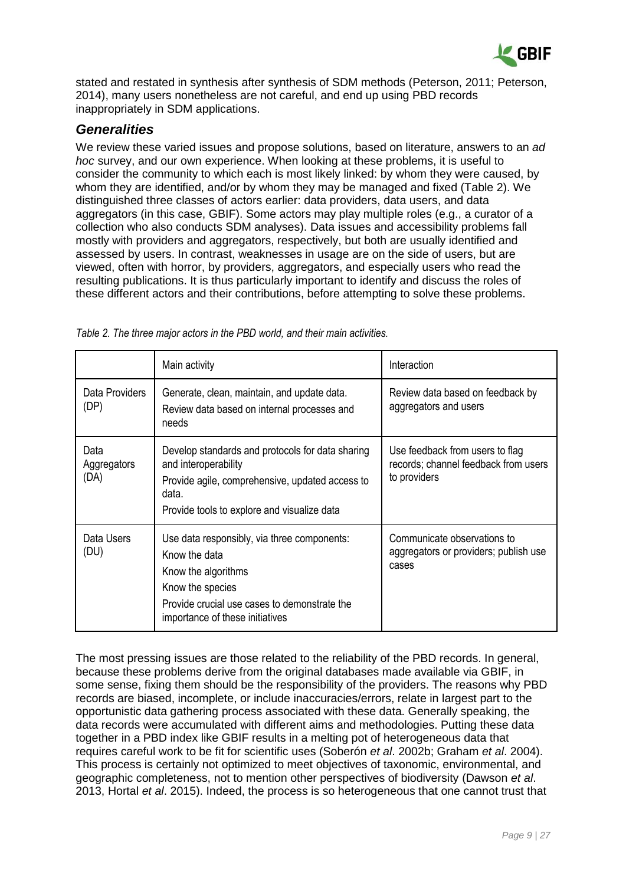stated and restated in synthesis after synthesis of SDM methods (Peterson, 2011; Peterson, 2014), many users nonetheless are not careful, and end up using PBD records inappropriately in SDM applications.

## *Generalities*

We review these varied issues and propose solutions, based on literature, answers to an *ad hoc* survey, and our own experience. When looking at these problems, it is useful to consider the community to which each is most likely linked: by whom they were caused, by whom they are identified, and/or by whom they may be managed and fixed (Table 2). We distinguished three classes of actors earlier: data providers, data users, and data aggregators (in this case, GBIF). Some actors may play multiple roles (e.g., a curator of a collection who also conducts SDM analyses). Data issues and accessibility problems fall mostly with providers and aggregators, respectively, but both are usually identified and assessed by users. In contrast, weaknesses in usage are on the side of users, but are viewed, often with horror, by providers, aggregators, and especially users who read the resulting publications. It is thus particularly important to identify and discuss the roles of these different actors and their contributions, before attempting to solve these problems.

*Table 2. The three major actors in the PBD world, and their main activities.*

| | Main activity | Interaction |
|---|---|---|
| Data Providers (DP) | Generate, clean, maintain, and update data.<br>Review data based on internal processes and needs | Review data based on feedback by aggregators and users |
| Data Aggregators (DA) | Develop standards and protocols for data sharing and interoperability<br>Provide agile, comprehensive, updated access to data.<br>Provide tools to explore and visualize data | Use feedback from users to flag records; channel feedback from users to providers |
| Data Users (DU) | Use data responsibly, via three components:<br>Know the data<br>Know the algorithms<br>Know the species<br>Provide crucial use cases to demonstrate the importance of these initiatives | Communicate observations to aggregators or providers; publish use cases |

The most pressing issues are those related to the reliability of the PBD records. In general, because these problems derive from the original databases made available via GBIF, in some sense, fixing them should be the responsibility of the providers. The reasons why PBD records are biased, incomplete, or include inaccuracies/errors, relate in largest part to the opportunistic data gathering process associated with these data. Generally speaking, the data records were accumulated with different aims and methodologies. Putting these data together in a PBD index like GBIF results in a melting pot of heterogeneous data that requires careful work to be fit for scientific uses (Soberón *et al*. 2002b; Graham *et al*. 2004). This process is certainly not optimized to meet objectives of taxonomic, environmental, and geographic completeness, not to mention other perspectives of biodiversity (Dawson *et al*. 2013, Hortal *et al*. 2015). Indeed, the process is so heterogeneous that one cannot trust that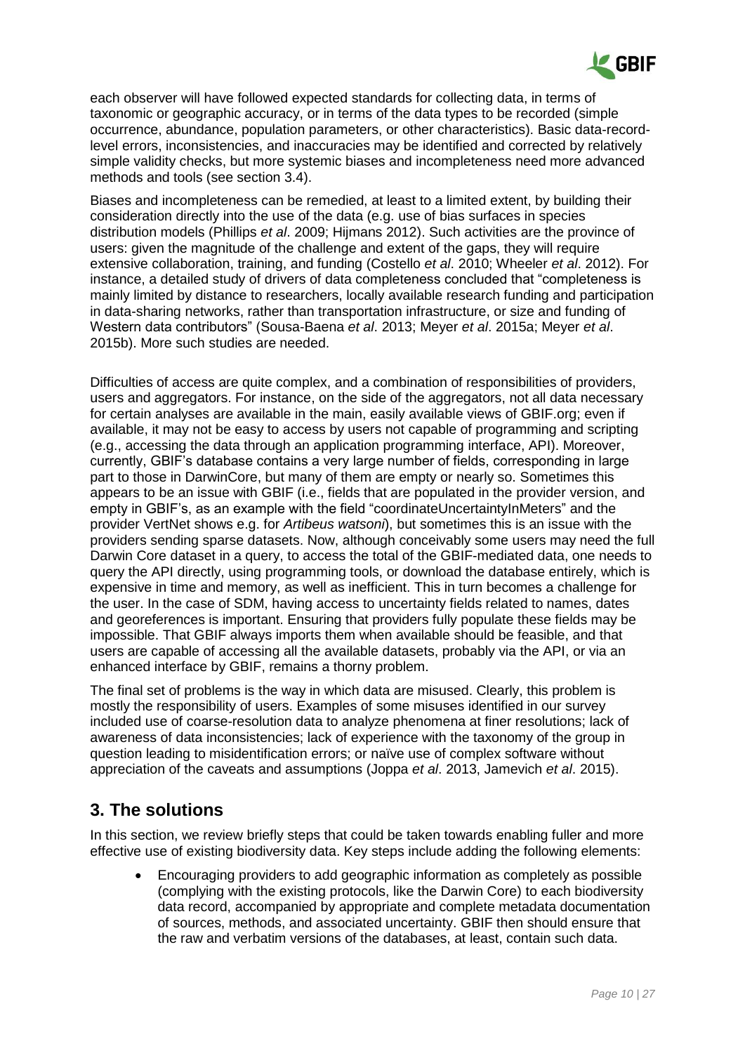each observer will have followed expected standards for collecting data, in terms of taxonomic or geographic accuracy, or in terms of the data types to be recorded (simple occurrence, abundance, population parameters, or other characteristics). Basic data-record-level errors, inconsistencies, and inaccuracies may be identified and corrected by relatively simple validity checks, but more systemic biases and incompleteness need more advanced methods and tools (see section 3.4).

Biases and incompleteness can be remedied, at least to a limited extent, by building their consideration directly into the use of the data (e.g. use of bias surfaces in species distribution models (Phillips *et al*. 2009; Hijmans 2012). Such activities are the province of users: given the magnitude of the challenge and extent of the gaps, they will require extensive collaboration, training, and funding (Costello *et al*. 2010; Wheeler *et al*. 2012). For instance, a detailed study of drivers of data completeness concluded that "completeness is mainly limited by distance to researchers, locally available research funding and participation in data-sharing networks, rather than transportation infrastructure, or size and funding of Western data contributors" (Sousa-Baena *et al*. 2013; Meyer *et al*. 2015a; Meyer *et al*. 2015b). More such studies are needed.

Difficulties of access are quite complex, and a combination of responsibilities of providers, users and aggregators. For instance, on the side of the aggregators, not all data necessary for certain analyses are available in the main, easily available views of GBIF.org; even if available, it may not be easy to access by users not capable of programming and scripting (e.g., accessing the data through an application programming interface, API). Moreover, currently, GBIF's database contains a very large number of fields, corresponding in large part to those in DarwinCore, but many of them are empty or nearly so. Sometimes this appears to be an issue with GBIF (i.e., fields that are populated in the provider version, and empty in GBIF's, as an example with the field "coordinateUncertaintyInMeters" and the provider VertNet shows e.g. for *Artibeus watsoni*), but sometimes this is an issue with the providers sending sparse datasets. Now, although conceivably some users may need the full Darwin Core dataset in a query, to access the total of the GBIF-mediated data, one needs to query the API directly, using programming tools, or download the database entirely, which is expensive in time and memory, as well as inefficient. This in turn becomes a challenge for the user. In the case of SDM, having access to uncertainty fields related to names, dates and georeferences is important. Ensuring that providers fully populate these fields may be impossible. That GBIF always imports them when available should be feasible, and that users are capable of accessing all the available datasets, probably via the API, or via an enhanced interface by GBIF, remains a thorny problem.

The final set of problems is the way in which data are misused. Clearly, this problem is mostly the responsibility of users. Examples of some misuses identified in our survey included use of coarse-resolution data to analyze phenomena at finer resolutions; lack of awareness of data inconsistencies; lack of experience with the taxonomy of the group in question leading to misidentification errors; or naïve use of complex software without appreciation of the caveats and assumptions (Joppa *et al*. 2013, Jamevich *et al*. 2015).

## 3. The solutions

In this section, we review briefly steps that could be taken towards enabling fuller and more effective use of existing biodiversity data. Key steps include adding the following elements:

- Encouraging providers to add geographic information as completely as possible (complying with the existing protocols, like the Darwin Core) to each biodiversity data record, accompanied by appropriate and complete metadata documentation of sources, methods, and associated uncertainty. GBIF then should ensure that the raw and verbatim versions of the databases, at least, contain such data.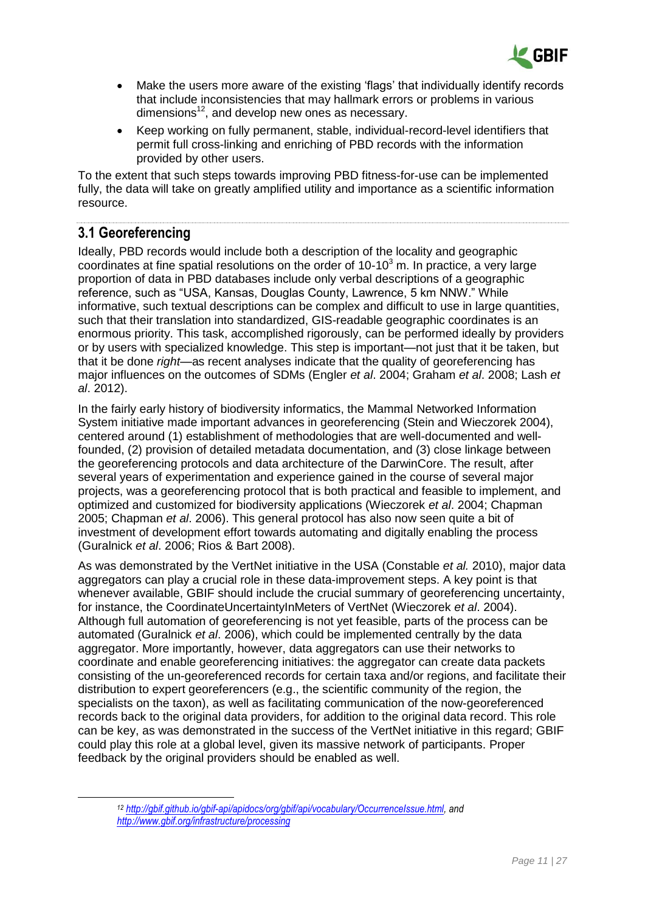- Make the users more aware of the existing 'flags' that individually identify records that include inconsistencies that may hallmark errors or problems in various dimensions[12], and develop new ones as necessary.
- Keep working on fully permanent, stable, individual-record-level identifiers that permit full cross-linking and enriching of PBD records with the information provided by other users.

To the extent that such steps towards improving PBD fitness-for-use can be implemented fully, the data will take on greatly amplified utility and importance as a scientific information resource.

## 3.1 Georeferencing

Ideally, PBD records would include both a description of the locality and geographic coordinates at fine spatial resolutions on the order of 10-$10^3$ m. In practice, a very large proportion of data in PBD databases include only verbal descriptions of a geographic reference, such as "USA, Kansas, Douglas County, Lawrence, 5 km NNW." While informative, such textual descriptions can be complex and difficult to use in large quantities, such that their translation into standardized, GIS-readable geographic coordinates is an enormous priority. This task, accomplished rigorously, can be performed ideally by providers or by users with specialized knowledge. This step is important—not just that it be taken, but that it be done *right*—as recent analyses indicate that the quality of georeferencing has major influences on the outcomes of SDMs (Engler *et al*. 2004; Graham *et al*. 2008; Lash *et al*. 2012).

In the fairly early history of biodiversity informatics, the Mammal Networked Information System initiative made important advances in georeferencing (Stein and Wieczorek 2004), centered around (1) establishment of methodologies that are well-documented and well-founded, (2) provision of detailed metadata documentation, and (3) close linkage between the georeferencing protocols and data architecture of the DarwinCore. The result, after several years of experimentation and experience gained in the course of several major projects, was a georeferencing protocol that is both practical and feasible to implement, and optimized and customized for biodiversity applications (Wieczorek *et al*. 2004; Chapman 2005; Chapman *et al*. 2006). This general protocol has also now seen quite a bit of investment of development effort towards automating and digitally enabling the process (Guralnick *et al*. 2006; Rios & Bart 2008).

As was demonstrated by the VertNet initiative in the USA (Constable *et al.* 2010), major data aggregators can play a crucial role in these data-improvement steps. A key point is that whenever available, GBIF should include the crucial summary of georeferencing uncertainty, for instance, the CoordinateUncertaintyInMeters of VertNet (Wieczorek *et al*. 2004). Although full automation of georeferencing is not yet feasible, parts of the process can be automated (Guralnick *et al*. 2006), which could be implemented centrally by the data aggregator. More importantly, however, data aggregators can use their networks to coordinate and enable georeferencing initiatives: the aggregator can create data packets consisting of the un-georeferenced records for certain taxa and/or regions, and facilitate their distribution to expert georeferencers (e.g., the scientific community of the region, the specialists on the taxon), as well as facilitating communication of the now-georeferenced records back to the original data providers, for addition to the original data record. This role can be key, as was demonstrated in the success of the VertNet initiative in this regard; GBIF could play this role at a global level, given its massive network of participants. Proper feedback by the original providers should be enabled as well.

---

[12] *http://gbif.github.io/gbif-api/apidocs/org/gbif/api/vocabulary/OccurrenceIssue.html, and http://www.gbif.org/infrastructure/processing*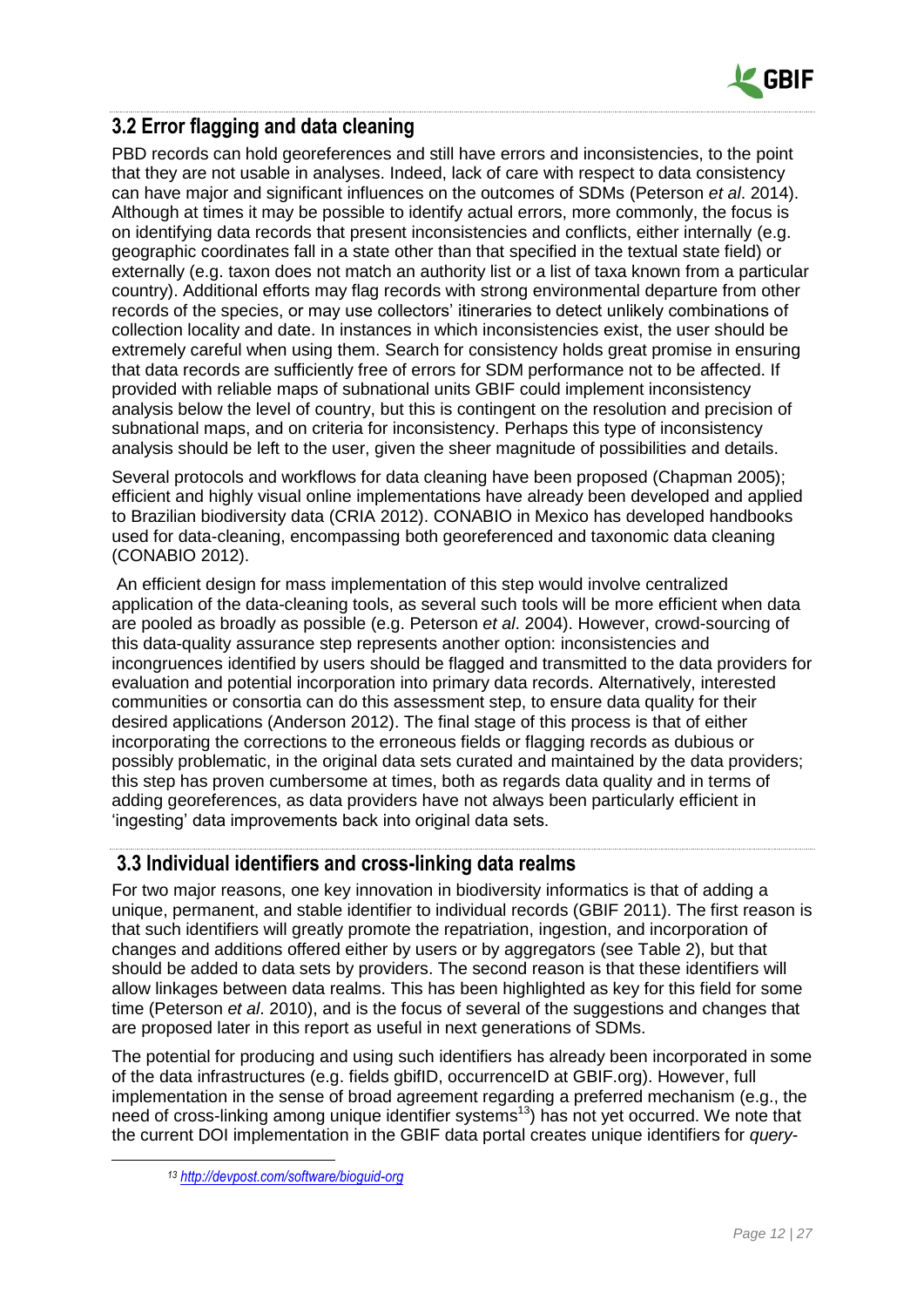## 3.2 Error flagging and data cleaning

PBD records can hold georeferences and still have errors and inconsistencies, to the point that they are not usable in analyses. Indeed, lack of care with respect to data consistency can have major and significant influences on the outcomes of SDMs (Peterson *et al*. 2014). Although at times it may be possible to identify actual errors, more commonly, the focus is on identifying data records that present inconsistencies and conflicts, either internally (e.g. geographic coordinates fall in a state other than that specified in the textual state field) or externally (e.g. taxon does not match an authority list or a list of taxa known from a particular country). Additional efforts may flag records with strong environmental departure from other records of the species, or may use collectors' itineraries to detect unlikely combinations of collection locality and date. In instances in which inconsistencies exist, the user should be extremely careful when using them. Search for consistency holds great promise in ensuring that data records are sufficiently free of errors for SDM performance not to be affected. If provided with reliable maps of subnational units GBIF could implement inconsistency analysis below the level of country, but this is contingent on the resolution and precision of subnational maps, and on criteria for inconsistency. Perhaps this type of inconsistency analysis should be left to the user, given the sheer magnitude of possibilities and details.

Several protocols and workflows for data cleaning have been proposed (Chapman 2005); efficient and highly visual online implementations have already been developed and applied to Brazilian biodiversity data (CRIA 2012). CONABIO in Mexico has developed handbooks used for data-cleaning, encompassing both georeferenced and taxonomic data cleaning (CONABIO 2012).

An efficient design for mass implementation of this step would involve centralized application of the data-cleaning tools, as several such tools will be more efficient when data are pooled as broadly as possible (e.g. Peterson *et al*. 2004). However, crowd-sourcing of this data-quality assurance step represents another option: inconsistencies and incongruences identified by users should be flagged and transmitted to the data providers for evaluation and potential incorporation into primary data records. Alternatively, interested communities or consortia can do this assessment step, to ensure data quality for their desired applications (Anderson 2012). The final stage of this process is that of either incorporating the corrections to the erroneous fields or flagging records as dubious or possibly problematic, in the original data sets curated and maintained by the data providers; this step has proven cumbersome at times, both as regards data quality and in terms of adding georeferences, as data providers have not always been particularly efficient in 'ingesting' data improvements back into original data sets.

## 3.3 Individual identifiers and cross-linking data realms

For two major reasons, one key innovation in biodiversity informatics is that of adding a unique, permanent, and stable identifier to individual records (GBIF 2011). The first reason is that such identifiers will greatly promote the repatriation, ingestion, and incorporation of changes and additions offered either by users or by aggregators (see Table 2), but that should be added to data sets by providers. The second reason is that these identifiers will allow linkages between data realms. This has been highlighted as key for this field for some time (Peterson *et al*. 2010), and is the focus of several of the suggestions and changes that are proposed later in this report as useful in next generations of SDMs.

The potential for producing and using such identifiers has already been incorporated in some of the data infrastructures (e.g. fields gbifID, occurrenceID at GBIF.org). However, full implementation in the sense of broad agreement regarding a preferred mechanism (e.g., the need of cross-linking among unique identifier systems[13]) has not yet occurred. We note that the current DOI implementation in the GBIF data portal creates unique identifiers for *query-*

[13] http://devpost.com/software/bioguid-org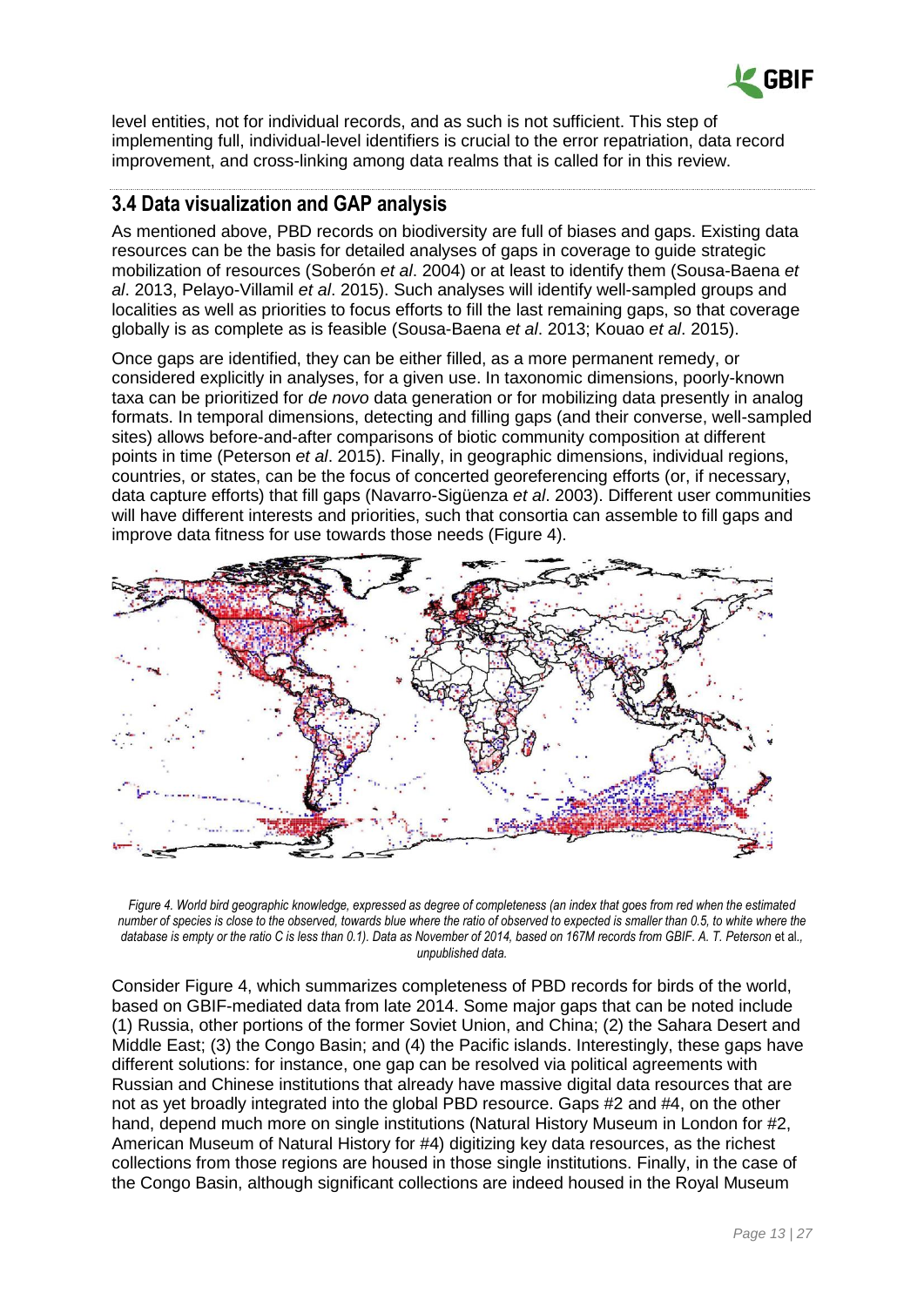level entities, not for individual records, and as such is not sufficient. This step of implementing full, individual-level identifiers is crucial to the error repatriation, data record improvement, and cross-linking among data realms that is called for in this review.

## 3.4 Data visualization and GAP analysis

As mentioned above, PBD records on biodiversity are full of biases and gaps. Existing data resources can be the basis for detailed analyses of gaps in coverage to guide strategic mobilization of resources (Soberón *et al*. 2004) or at least to identify them (Sousa-Baena *et al*. 2013, Pelayo-Villamil *et al*. 2015). Such analyses will identify well-sampled groups and localities as well as priorities to focus efforts to fill the last remaining gaps, so that coverage globally is as complete as is feasible (Sousa-Baena *et al*. 2013; Kouao *et al*. 2015).

Once gaps are identified, they can be either filled, as a more permanent remedy, or considered explicitly in analyses, for a given use. In taxonomic dimensions, poorly-known taxa can be prioritized for *de novo* data generation or for mobilizing data presently in analog formats. In temporal dimensions, detecting and filling gaps (and their converse, well-sampled sites) allows before-and-after comparisons of biotic community composition at different points in time (Peterson *et al*. 2015). Finally, in geographic dimensions, individual regions, countries, or states, can be the focus of concerted georeferencing efforts (or, if necessary, data capture efforts) that fill gaps (Navarro-Sigüenza *et al*. 2003). Different user communities will have different interests and priorities, such that consortia can assemble to fill gaps and improve data fitness for use towards those needs (Figure 4).

*Figure 4. World bird geographic knowledge, expressed as degree of completeness (an index that goes from red when the estimated number of species is close to the observed, towards blue where the ratio of observed to expected is smaller than 0.5, to white where the database is empty or the ratio C is less than 0.1). Data as November of 2014, based on 167M records from GBIF. A. T. Peterson* et al.*, unpublished data.*

Consider Figure 4, which summarizes completeness of PBD records for birds of the world, based on GBIF-mediated data from late 2014. Some major gaps that can be noted include (1) Russia, other portions of the former Soviet Union, and China; (2) the Sahara Desert and Middle East; (3) the Congo Basin; and (4) the Pacific islands. Interestingly, these gaps have different solutions: for instance, one gap can be resolved via political agreements with Russian and Chinese institutions that already have massive digital data resources that are not as yet broadly integrated into the global PBD resource. Gaps #2 and #4, on the other hand, depend much more on single institutions (Natural History Museum in London for #2, American Museum of Natural History for #4) digitizing key data resources, as the richest collections from those regions are housed in those single institutions. Finally, in the case of the Congo Basin, although significant collections are indeed housed in the Royal Museum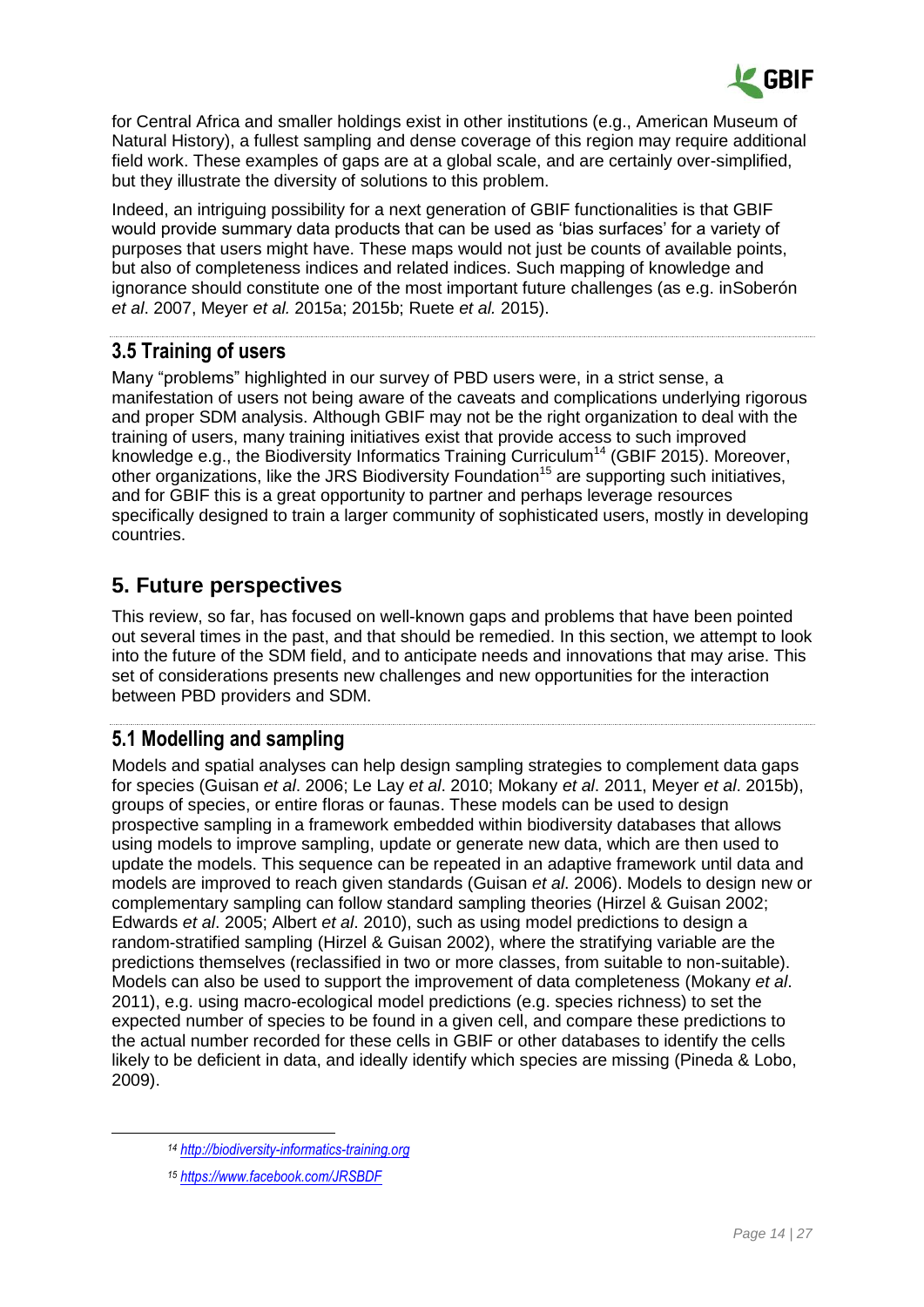for Central Africa and smaller holdings exist in other institutions (e.g., American Museum of Natural History), a fullest sampling and dense coverage of this region may require additional field work. These examples of gaps are at a global scale, and are certainly over-simplified, but they illustrate the diversity of solutions to this problem.

Indeed, an intriguing possibility for a next generation of GBIF functionalities is that GBIF would provide summary data products that can be used as 'bias surfaces' for a variety of purposes that users might have. These maps would not just be counts of available points, but also of completeness indices and related indices. Such mapping of knowledge and ignorance should constitute one of the most important future challenges (as e.g. inSoberón *et al*. 2007, Meyer *et al.* 2015a; 2015b; Ruete *et al.* 2015).

### 3.5 Training of users

Many "problems" highlighted in our survey of PBD users were, in a strict sense, a manifestation of users not being aware of the caveats and complications underlying rigorous and proper SDM analysis. Although GBIF may not be the right organization to deal with the training of users, many training initiatives exist that provide access to such improved knowledge e.g., the Biodiversity Informatics Training Curriculum[14] (GBIF 2015). Moreover, other organizations, like the JRS Biodiversity Foundation[15] are supporting such initiatives, and for GBIF this is a great opportunity to partner and perhaps leverage resources specifically designed to train a larger community of sophisticated users, mostly in developing countries.

## 5. Future perspectives

This review, so far, has focused on well-known gaps and problems that have been pointed out several times in the past, and that should be remedied. In this section, we attempt to look into the future of the SDM field, and to anticipate needs and innovations that may arise. This set of considerations presents new challenges and new opportunities for the interaction between PBD providers and SDM.

### 5.1 Modelling and sampling

Models and spatial analyses can help design sampling strategies to complement data gaps for species (Guisan *et al*. 2006; Le Lay *et al*. 2010; Mokany *et al*. 2011, Meyer *et al*. 2015b), groups of species, or entire floras or faunas. These models can be used to design prospective sampling in a framework embedded within biodiversity databases that allows using models to improve sampling, update or generate new data, which are then used to update the models. This sequence can be repeated in an adaptive framework until data and models are improved to reach given standards (Guisan *et al*. 2006). Models to design new or complementary sampling can follow standard sampling theories (Hirzel & Guisan 2002; Edwards *et al*. 2005; Albert *et al*. 2010), such as using model predictions to design a random-stratified sampling (Hirzel & Guisan 2002), where the stratifying variable are the predictions themselves (reclassified in two or more classes, from suitable to non-suitable). Models can also be used to support the improvement of data completeness (Mokany *et al*. 2011), e.g. using macro-ecological model predictions (e.g. species richness) to set the expected number of species to be found in a given cell, and compare these predictions to the actual number recorded for these cells in GBIF or other databases to identify the cells likely to be deficient in data, and ideally identify which species are missing (Pineda & Lobo, 2009).

[14] http://biodiversity-informatics-training.org

[15] https://www.facebook.com/JRSBDF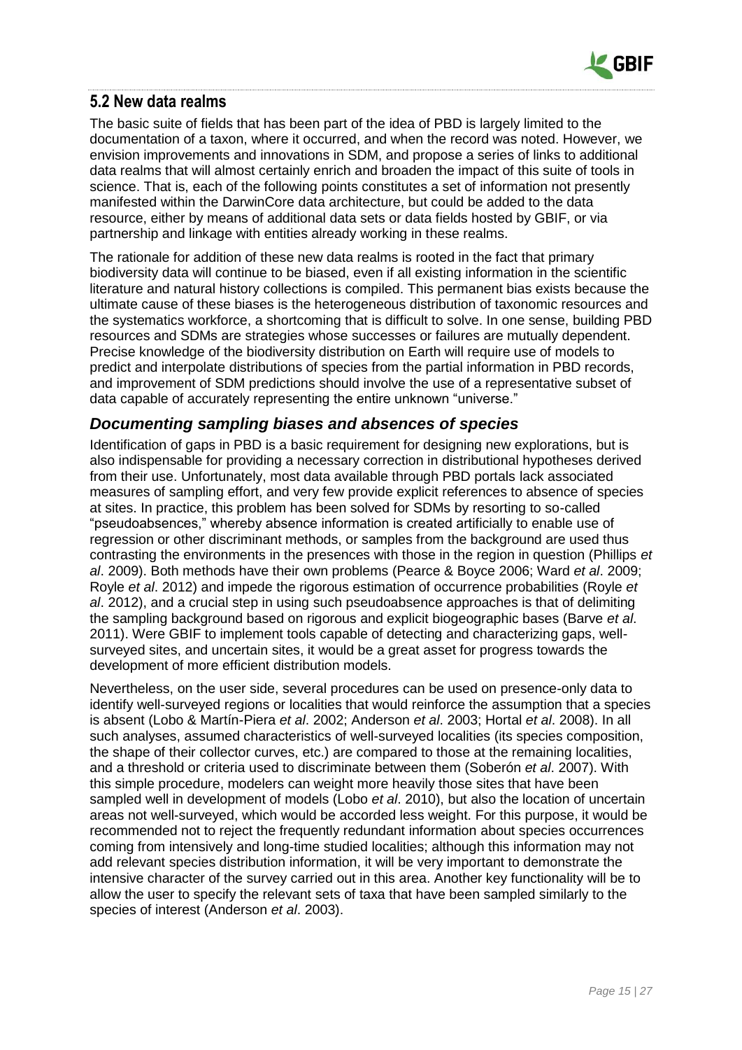## 5.2 New data realms

The basic suite of fields that has been part of the idea of PBD is largely limited to the documentation of a taxon, where it occurred, and when the record was noted. However, we envision improvements and innovations in SDM, and propose a series of links to additional data realms that will almost certainly enrich and broaden the impact of this suite of tools in science. That is, each of the following points constitutes a set of information not presently manifested within the DarwinCore data architecture, but could be added to the data resource, either by means of additional data sets or data fields hosted by GBIF, or via partnership and linkage with entities already working in these realms.

The rationale for addition of these new data realms is rooted in the fact that primary biodiversity data will continue to be biased, even if all existing information in the scientific literature and natural history collections is compiled. This permanent bias exists because the ultimate cause of these biases is the heterogeneous distribution of taxonomic resources and the systematics workforce, a shortcoming that is difficult to solve. In one sense, building PBD resources and SDMs are strategies whose successes or failures are mutually dependent. Precise knowledge of the biodiversity distribution on Earth will require use of models to predict and interpolate distributions of species from the partial information in PBD records, and improvement of SDM predictions should involve the use of a representative subset of data capable of accurately representing the entire unknown "universe."

### *Documenting sampling biases and absences of species*

Identification of gaps in PBD is a basic requirement for designing new explorations, but is also indispensable for providing a necessary correction in distributional hypotheses derived from their use. Unfortunately, most data available through PBD portals lack associated measures of sampling effort, and very few provide explicit references to absence of species at sites. In practice, this problem has been solved for SDMs by resorting to so-called "pseudoabsences," whereby absence information is created artificially to enable use of regression or other discriminant methods, or samples from the background are used thus contrasting the environments in the presences with those in the region in question (Phillips *et al*. 2009). Both methods have their own problems (Pearce & Boyce 2006; Ward *et al*. 2009; Royle *et al*. 2012) and impede the rigorous estimation of occurrence probabilities (Royle *et al*. 2012), and a crucial step in using such pseudoabsence approaches is that of delimiting the sampling background based on rigorous and explicit biogeographic bases (Barve *et al*. 2011). Were GBIF to implement tools capable of detecting and characterizing gaps, well-surveyed sites, and uncertain sites, it would be a great asset for progress towards the development of more efficient distribution models.

Nevertheless, on the user side, several procedures can be used on presence-only data to identify well-surveyed regions or localities that would reinforce the assumption that a species is absent (Lobo & Martín-Piera *et al*. 2002; Anderson *et al*. 2003; Hortal *et al*. 2008). In all such analyses, assumed characteristics of well-surveyed localities (its species composition, the shape of their collector curves, etc.) are compared to those at the remaining localities, and a threshold or criteria used to discriminate between them (Soberón *et al*. 2007). With this simple procedure, modelers can weight more heavily those sites that have been sampled well in development of models (Lobo *et al*. 2010), but also the location of uncertain areas not well-surveyed, which would be accorded less weight. For this purpose, it would be recommended not to reject the frequently redundant information about species occurrences coming from intensively and long-time studied localities; although this information may not add relevant species distribution information, it will be very important to demonstrate the intensive character of the survey carried out in this area. Another key functionality will be to allow the user to specify the relevant sets of taxa that have been sampled similarly to the species of interest (Anderson *et al*. 2003).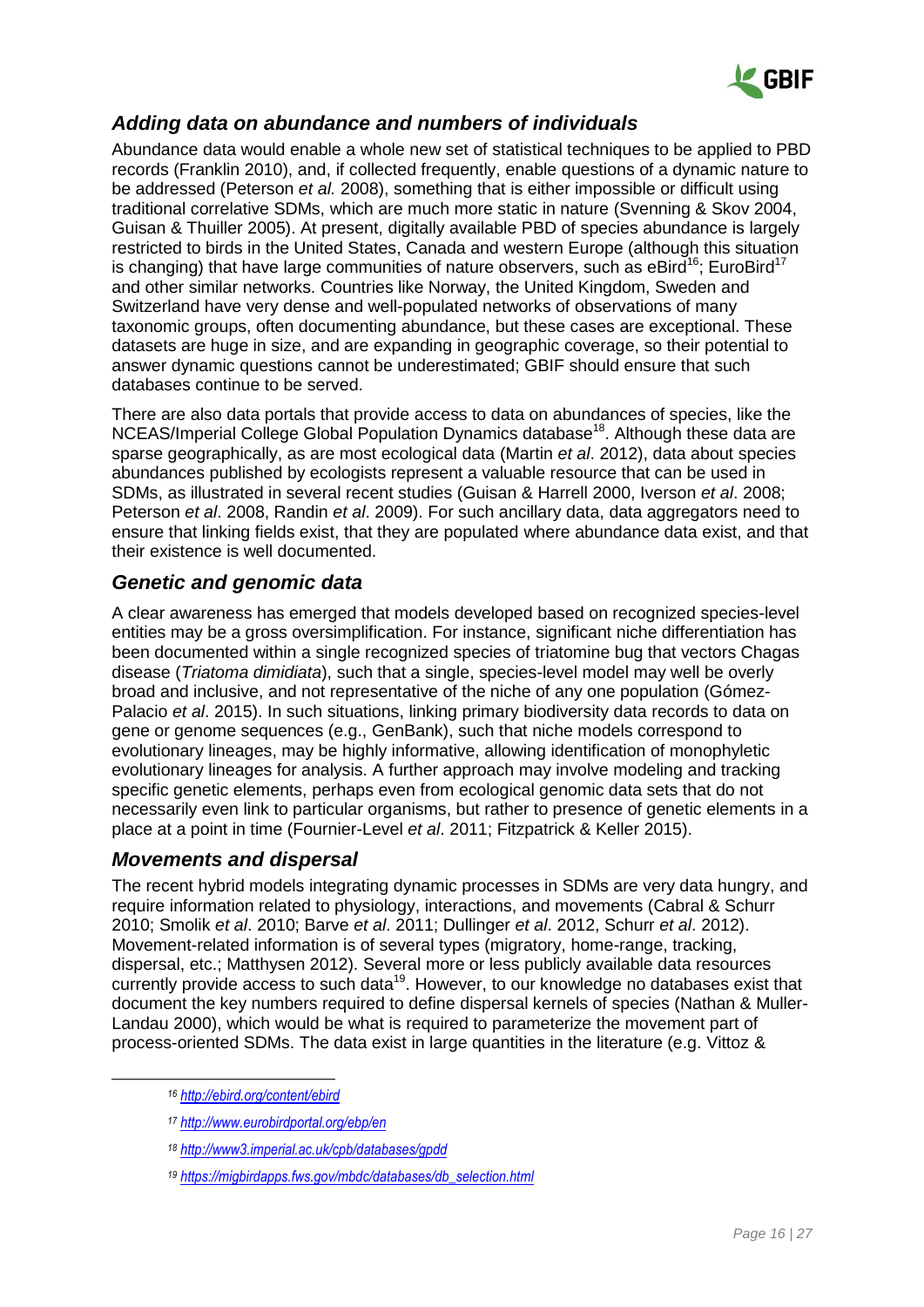## *Adding data on abundance and numbers of individuals*

Abundance data would enable a whole new set of statistical techniques to be applied to PBD records (Franklin 2010), and, if collected frequently, enable questions of a dynamic nature to be addressed (Peterson *et al.* 2008), something that is either impossible or difficult using traditional correlative SDMs, which are much more static in nature (Svenning & Skov 2004, Guisan & Thuiller 2005). At present, digitally available PBD of species abundance is largely restricted to birds in the United States, Canada and western Europe (although this situation is changing) that have large communities of nature observers, such as eBird[16]; EuroBird[17] and other similar networks. Countries like Norway, the United Kingdom, Sweden and Switzerland have very dense and well-populated networks of observations of many taxonomic groups, often documenting abundance, but these cases are exceptional. These datasets are huge in size, and are expanding in geographic coverage, so their potential to answer dynamic questions cannot be underestimated; GBIF should ensure that such databases continue to be served.

There are also data portals that provide access to data on abundances of species, like the NCEAS/Imperial College Global Population Dynamics database[18]. Although these data are sparse geographically, as are most ecological data (Martin *et al*. 2012), data about species abundances published by ecologists represent a valuable resource that can be used in SDMs, as illustrated in several recent studies (Guisan & Harrell 2000, Iverson *et al*. 2008; Peterson *et al*. 2008, Randin *et al*. 2009). For such ancillary data, data aggregators need to ensure that linking fields exist, that they are populated where abundance data exist, and that their existence is well documented.

## *Genetic and genomic data*

A clear awareness has emerged that models developed based on recognized species-level entities may be a gross oversimplification. For instance, significant niche differentiation has been documented within a single recognized species of triatomine bug that vectors Chagas disease (*Triatoma dimidiata*), such that a single, species-level model may well be overly broad and inclusive, and not representative of the niche of any one population (Gómez-Palacio *et al*. 2015). In such situations, linking primary biodiversity data records to data on gene or genome sequences (e.g., GenBank), such that niche models correspond to evolutionary lineages, may be highly informative, allowing identification of monophyletic evolutionary lineages for analysis. A further approach may involve modeling and tracking specific genetic elements, perhaps even from ecological genomic data sets that do not necessarily even link to particular organisms, but rather to presence of genetic elements in a place at a point in time (Fournier-Level *et al*. 2011; Fitzpatrick & Keller 2015).

## *Movements and dispersal*

The recent hybrid models integrating dynamic processes in SDMs are very data hungry, and require information related to physiology, interactions, and movements (Cabral & Schurr 2010; Smolik *et al*. 2010; Barve *et al*. 2011; Dullinger *et al*. 2012, Schurr *et al*. 2012). Movement-related information is of several types (migratory, home-range, tracking, dispersal, etc.; Matthysen 2012). Several more or less publicly available data resources currently provide access to such data[19]. However, to our knowledge no databases exist that document the key numbers required to define dispersal kernels of species (Nathan & Muller-Landau 2000), which would be what is required to parameterize the movement part of process-oriented SDMs. The data exist in large quantities in the literature (e.g. Vittoz &

---

[16] http://ebird.org/content/ebird

[17] http://www.eurobirdportal.org/ebp/en

[18] http://www3.imperial.ac.uk/cpb/databases/gpdd

[19] https://migbirdapps.fws.gov/mbdc/databases/db_selection.html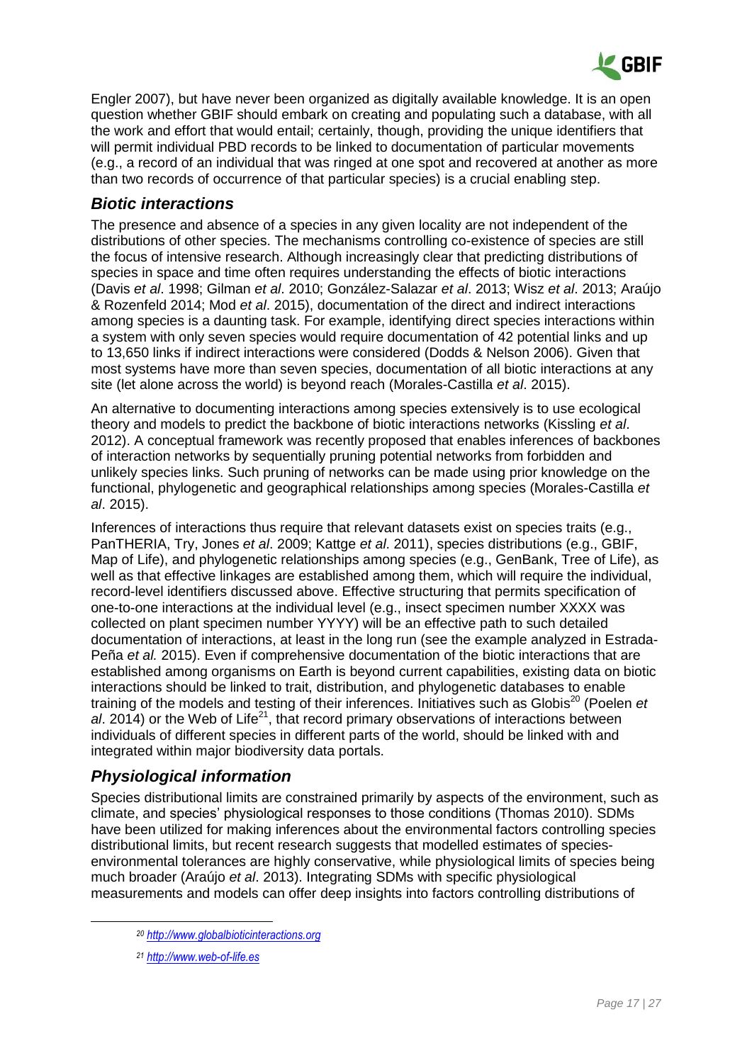Engler 2007), but have never been organized as digitally available knowledge. It is an open question whether GBIF should embark on creating and populating such a database, with all the work and effort that would entail; certainly, though, providing the unique identifiers that will permit individual PBD records to be linked to documentation of particular movements (e.g., a record of an individual that was ringed at one spot and recovered at another as more than two records of occurrence of that particular species) is a crucial enabling step.

## *Biotic interactions*

The presence and absence of a species in any given locality are not independent of the distributions of other species. The mechanisms controlling co-existence of species are still the focus of intensive research. Although increasingly clear that predicting distributions of species in space and time often requires understanding the effects of biotic interactions (Davis *et al*. 1998; Gilman *et al*. 2010; González-Salazar *et al*. 2013; Wisz *et al*. 2013; Araújo & Rozenfeld 2014; Mod *et al*. 2015), documentation of the direct and indirect interactions among species is a daunting task. For example, identifying direct species interactions within a system with only seven species would require documentation of 42 potential links and up to 13,650 links if indirect interactions were considered (Dodds & Nelson 2006). Given that most systems have more than seven species, documentation of all biotic interactions at any site (let alone across the world) is beyond reach (Morales-Castilla *et al*. 2015).

An alternative to documenting interactions among species extensively is to use ecological theory and models to predict the backbone of biotic interactions networks (Kissling *et al*. 2012). A conceptual framework was recently proposed that enables inferences of backbones of interaction networks by sequentially pruning potential networks from forbidden and unlikely species links. Such pruning of networks can be made using prior knowledge on the functional, phylogenetic and geographical relationships among species (Morales-Castilla *et al*. 2015).

Inferences of interactions thus require that relevant datasets exist on species traits (e.g., PanTHERIA, Try, Jones *et al*. 2009; Kattge *et al*. 2011), species distributions (e.g., GBIF, Map of Life), and phylogenetic relationships among species (e.g., GenBank, Tree of Life), as well as that effective linkages are established among them, which will require the individual, record-level identifiers discussed above. Effective structuring that permits specification of one-to-one interactions at the individual level (e.g., insect specimen number XXXX was collected on plant specimen number YYYY) will be an effective path to such detailed documentation of interactions, at least in the long run (see the example analyzed in Estrada-Peña *et al.* 2015). Even if comprehensive documentation of the biotic interactions that are established among organisms on Earth is beyond current capabilities, existing data on biotic interactions should be linked to trait, distribution, and phylogenetic databases to enable training of the models and testing of their inferences. Initiatives such as Globis[20] (Poelen *et al*. 2014) or the Web of Life[21], that record primary observations of interactions between individuals of different species in different parts of the world, should be linked with and integrated within major biodiversity data portals.

## *Physiological information*

Species distributional limits are constrained primarily by aspects of the environment, such as climate, and species' physiological responses to those conditions (Thomas 2010). SDMs have been utilized for making inferences about the environmental factors controlling species distributional limits, but recent research suggests that modelled estimates of species-environmental tolerances are highly conservative, while physiological limits of species being much broader (Araújo *et al*. 2013). Integrating SDMs with specific physiological measurements and models can offer deep insights into factors controlling distributions of

---

[20] http://www.globalbioticinteractions.org

[21] http://www.web-of-life.es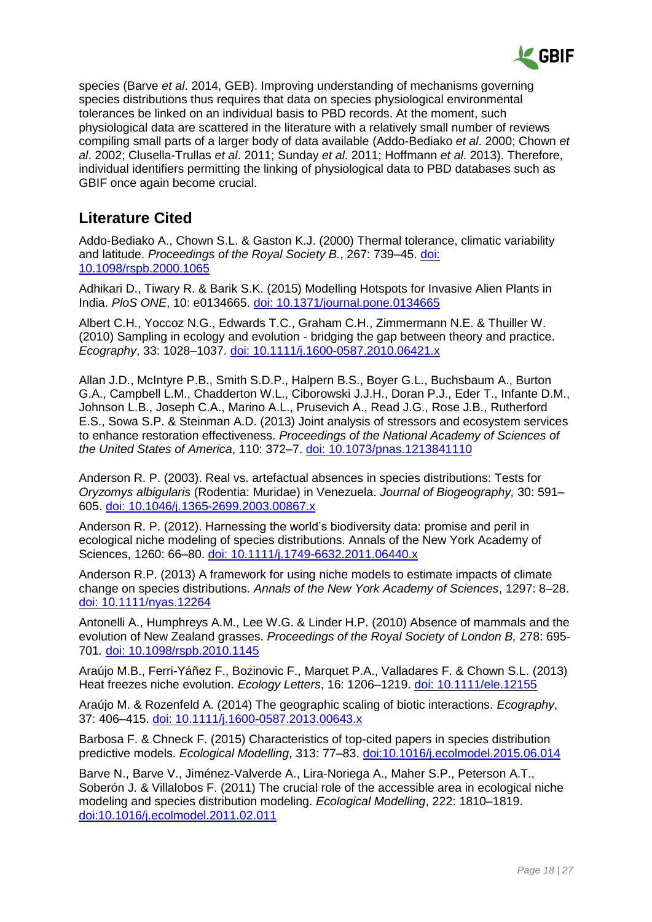species (Barve *et al*. 2014, GEB). Improving understanding of mechanisms governing species distributions thus requires that data on species physiological environmental tolerances be linked on an individual basis to PBD records. At the moment, such physiological data are scattered in the literature with a relatively small number of reviews compiling small parts of a larger body of data available (Addo-Bediako *et al*. 2000; Chown *et al*. 2002; Clusella-Trullas *et al*. 2011; Sunday *et al*. 2011; Hoffmann *et al*. 2013). Therefore, individual identifiers permitting the linking of physiological data to PBD databases such as GBIF once again become crucial.

## Literature Cited

Addo-Bediako A., Chown S.L. & Gaston K.J. (2000) Thermal tolerance, climatic variability and latitude. *Proceedings of the Royal Society B.*, 267: 739–45. doi: 10.1098/rspb.2000.1065

Adhikari D., Tiwary R. & Barik S.K. (2015) Modelling Hotspots for Invasive Alien Plants in India. *PloS ONE*, 10: e0134665. doi: 10.1371/journal.pone.0134665

Albert C.H., Yoccoz N.G., Edwards T.C., Graham C.H., Zimmermann N.E. & Thuiller W. (2010) Sampling in ecology and evolution - bridging the gap between theory and practice. *Ecography*, 33: 1028–1037. doi: 10.1111/j.1600-0587.2010.06421.x

Allan J.D., McIntyre P.B., Smith S.D.P., Halpern B.S., Boyer G.L., Buchsbaum A., Burton G.A., Campbell L.M., Chadderton W.L., Ciborowski J.J.H., Doran P.J., Eder T., Infante D.M., Johnson L.B., Joseph C.A., Marino A.L., Prusevich A., Read J.G., Rose J.B., Rutherford E.S., Sowa S.P. & Steinman A.D. (2013) Joint analysis of stressors and ecosystem services to enhance restoration effectiveness. *Proceedings of the National Academy of Sciences of the United States of America*, 110: 372–7. doi: 10.1073/pnas.1213841110

Anderson R. P. (2003). Real vs. artefactual absences in species distributions: Tests for *Oryzomys albigularis* (Rodentia: Muridae) in Venezuela. *Journal of Biogeography,* 30: 591–605. doi: 10.1046/j.1365-2699.2003.00867.x

Anderson R. P. (2012). Harnessing the world's biodiversity data: promise and peril in ecological niche modeling of species distributions. Annals of the New York Academy of Sciences, 1260: 66–80. doi: 10.1111/j.1749-6632.2011.06440.x

Anderson R.P. (2013) A framework for using niche models to estimate impacts of climate change on species distributions. *Annals of the New York Academy of Sciences*, 1297: 8–28. doi: 10.1111/nyas.12264

Antonelli A., Humphreys A.M., Lee W.G. & Linder H.P. (2010) Absence of mammals and the evolution of New Zealand grasses. *Proceedings of the Royal Society of London B,* 278: 695-701*.* doi: 10.1098/rspb.2010.1145

Araújo M.B., Ferri-Yáñez F., Bozinovic F., Marquet P.A., Valladares F. & Chown S.L. (2013) Heat freezes niche evolution. *Ecology Letters*, 16: 1206–1219. doi: 10.1111/ele.12155

Araújo M. & Rozenfeld A. (2014) The geographic scaling of biotic interactions. *Ecography*, 37: 406–415. doi: 10.1111/j.1600-0587.2013.00643.x

Barbosa F. & Chneck F. (2015) Characteristics of top-cited papers in species distribution predictive models. *Ecological Modelling*, 313: 77–83. doi:10.1016/j.ecolmodel.2015.06.014

Barve N., Barve V., Jiménez-Valverde A., Lira-Noriega A., Maher S.P., Peterson A.T., Soberón J. & Villalobos F. (2011) The crucial role of the accessible area in ecological niche modeling and species distribution modeling. *Ecological Modelling*, 222: 1810–1819. doi:10.1016/j.ecolmodel.2011.02.011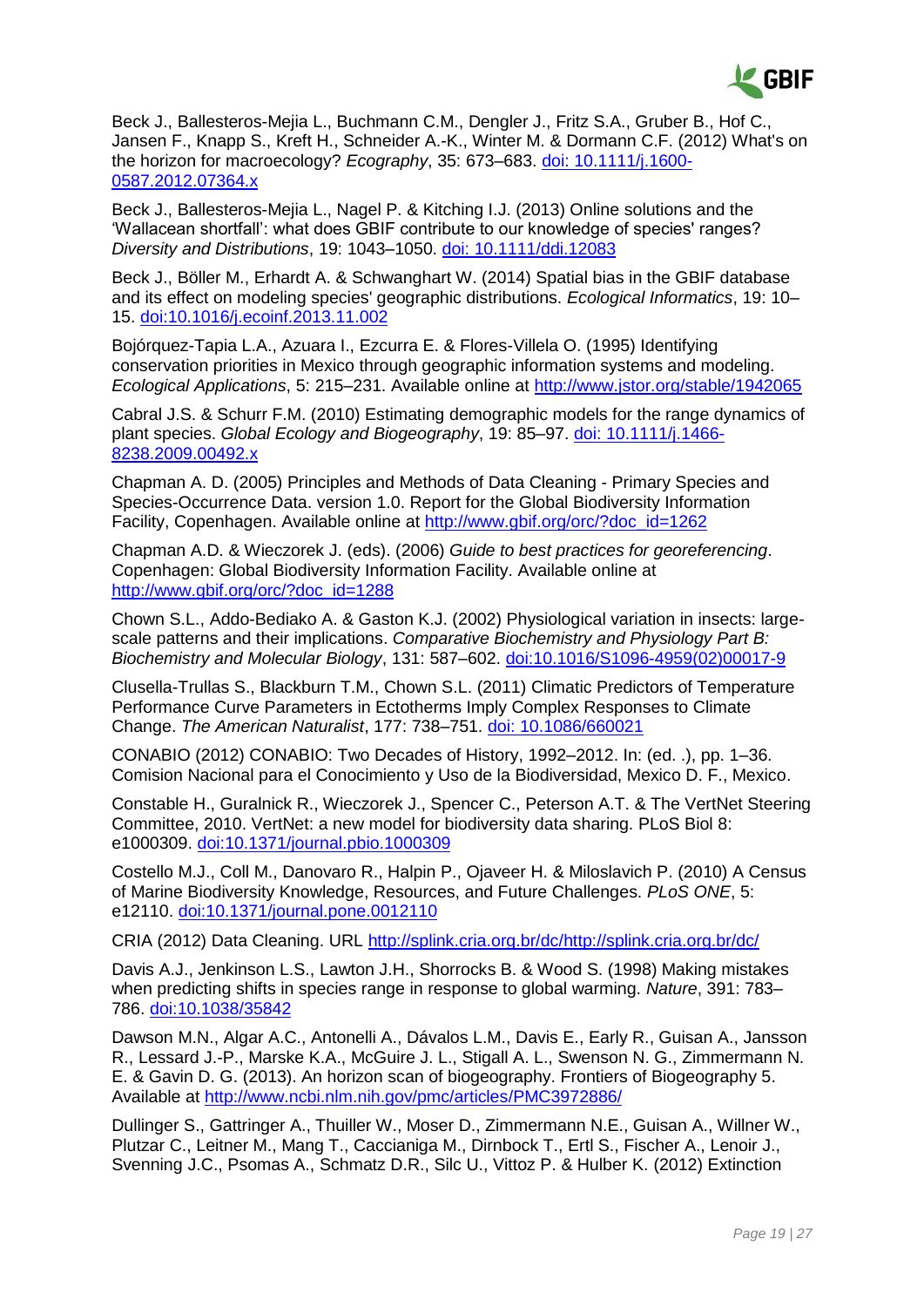Beck J., Ballesteros-Mejia L., Buchmann C.M., Dengler J., Fritz S.A., Gruber B., Hof C., Jansen F., Knapp S., Kreft H., Schneider A.-K., Winter M. & Dormann C.F. (2012) What's on the horizon for macroecology? *Ecography*, 35: 673–683. [doi: 10.1111/j.1600-0587.2012.07364.x](doi: 10.1111/j.1600-0587.2012.07364.x)

Beck J., Ballesteros-Mejia L., Nagel P. & Kitching I.J. (2013) Online solutions and the 'Wallacean shortfall': what does GBIF contribute to our knowledge of species' ranges? *Diversity and Distributions*, 19: 1043–1050. [doi: 10.1111/ddi.12083](doi: 10.1111/ddi.12083)

Beck J., Böller M., Erhardt A. & Schwanghart W. (2014) Spatial bias in the GBIF database and its effect on modeling species' geographic distributions. *Ecological Informatics*, 19: 10–15. [doi:10.1016/j.ecoinf.2013.11.002](doi:10.1016/j.ecoinf.2013.11.002)

Bojórquez-Tapia L.A., Azuara I., Ezcurra E. & Flores-Villela O. (1995) Identifying conservation priorities in Mexico through geographic information systems and modeling. *Ecological Applications*, 5: 215–231. Available online at [http://www.jstor.org/stable/1942065](http://www.jstor.org/stable/1942065)

Cabral J.S. & Schurr F.M. (2010) Estimating demographic models for the range dynamics of plant species. *Global Ecology and Biogeography*, 19: 85–97. [doi: 10.1111/j.1466-8238.2009.00492.x](doi: 10.1111/j.1466-8238.2009.00492.x)

Chapman A. D. (2005) Principles and Methods of Data Cleaning - Primary Species and Species-Occurrence Data. version 1.0. Report for the Global Biodiversity Information Facility, Copenhagen. Available online at [http://www.gbif.org/orc/?doc_id=1262](http://www.gbif.org/orc/?doc_id=1262)

Chapman A.D. & Wieczorek J. (eds). (2006) *Guide to best practices for georeferencing*. Copenhagen: Global Biodiversity Information Facility. Available online at [http://www.gbif.org/orc/?doc_id=1288](http://www.gbif.org/orc/?doc_id=1288)

Chown S.L., Addo-Bediako A. & Gaston K.J. (2002) Physiological variation in insects: large-scale patterns and their implications. *Comparative Biochemistry and Physiology Part B: Biochemistry and Molecular Biology*, 131: 587–602. [doi:10.1016/S1096-4959(02)00017-9](doi:10.1016/S1096-4959(02)00017-9)

Clusella-Trullas S., Blackburn T.M., Chown S.L. (2011) Climatic Predictors of Temperature Performance Curve Parameters in Ectotherms Imply Complex Responses to Climate Change. *The American Naturalist*, 177: 738–751. [doi: 10.1086/660021](doi: 10.1086/660021)

CONABIO (2012) CONABIO: Two Decades of History, 1992–2012. In: (ed. .), pp. 1–36. Comision Nacional para el Conocimiento y Uso de la Biodiversidad, Mexico D. F., Mexico.

Constable H., Guralnick R., Wieczorek J., Spencer C., Peterson A.T. & The VertNet Steering Committee, 2010. VertNet: a new model for biodiversity data sharing. PLoS Biol 8: e1000309. [doi:10.1371/journal.pbio.1000309](doi:10.1371/journal.pbio.1000309)

Costello M.J., Coll M., Danovaro R., Halpin P., Ojaveer H. & Miloslavich P. (2010) A Census of Marine Biodiversity Knowledge, Resources, and Future Challenges. *PLoS ONE*, 5: e12110. [doi:10.1371/journal.pone.0012110](doi:10.1371/journal.pone.0012110)

CRIA (2012) Data Cleaning. URL [http://splink.cria.org.br/dc/http://splink.cria.org.br/dc/](http://splink.cria.org.br/dc/http://splink.cria.org.br/dc/)

Davis A.J., Jenkinson L.S., Lawton J.H., Shorrocks B. & Wood S. (1998) Making mistakes when predicting shifts in species range in response to global warming. *Nature*, 391: 783–786. [doi:10.1038/35842](doi:10.1038/35842)

Dawson M.N., Algar A.C., Antonelli A., Dávalos L.M., Davis E., Early R., Guisan A., Jansson R., Lessard J.-P., Marske K.A., McGuire J. L., Stigall A. L., Swenson N. G., Zimmermann N. E. & Gavin D. G. (2013). An horizon scan of biogeography. Frontiers of Biogeography 5. Available at [http://www.ncbi.nlm.nih.gov/pmc/articles/PMC3972886/](http://www.ncbi.nlm.nih.gov/pmc/articles/PMC3972886/)

Dullinger S., Gattringer A., Thuiller W., Moser D., Zimmermann N.E., Guisan A., Willner W., Plutzar C., Leitner M., Mang T., Caccianiga M., Dirnbock T., Ertl S., Fischer A., Lenoir J., Svenning J.C., Psomas A., Schmatz D.R., Silc U., Vittoz P. & Hulber K. (2012) Extinction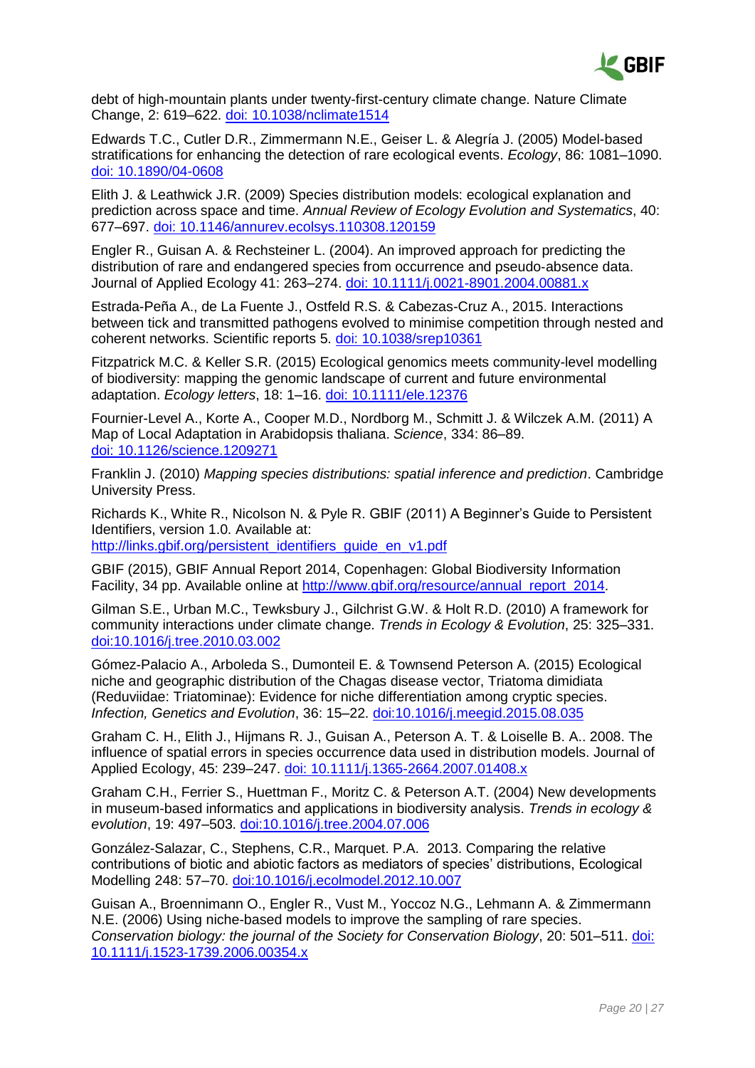debt of high-mountain plants under twenty-first-century climate change. Nature Climate Change, 2: 619–622. [doi: 10.1038/nclimate1514](doi: 10.1038/nclimate1514)

Edwards T.C., Cutler D.R., Zimmermann N.E., Geiser L. & Alegría J. (2005) Model-based stratifications for enhancing the detection of rare ecological events. *Ecology*, 86: 1081–1090. [doi: 10.1890/04-0608](doi: 10.1890/04-0608)

Elith J. & Leathwick J.R. (2009) Species distribution models: ecological explanation and prediction across space and time. *Annual Review of Ecology Evolution and Systematics*, 40: 677–697. [doi: 10.1146/annurev.ecolsys.110308.120159](doi: 10.1146/annurev.ecolsys.110308.120159)

Engler R., Guisan A. & Rechsteiner L. (2004). An improved approach for predicting the distribution of rare and endangered species from occurrence and pseudo-absence data. Journal of Applied Ecology 41: 263–274. [doi: 10.1111/j.0021-8901.2004.00881.x](doi: 10.1111/j.0021-8901.2004.00881.x)

Estrada-Peña A., de La Fuente J., Ostfeld R.S. & Cabezas-Cruz A., 2015. Interactions between tick and transmitted pathogens evolved to minimise competition through nested and coherent networks. Scientific reports 5. [doi: 10.1038/srep10361](doi: 10.1038/srep10361)

Fitzpatrick M.C. & Keller S.R. (2015) Ecological genomics meets community-level modelling of biodiversity: mapping the genomic landscape of current and future environmental adaptation. *Ecology letters*, 18: 1–16. [doi: 10.1111/ele.12376](doi: 10.1111/ele.12376)

Fournier-Level A., Korte A., Cooper M.D., Nordborg M., Schmitt J. & Wilczek A.M. (2011) A Map of Local Adaptation in Arabidopsis thaliana. *Science*, 334: 86–89. [doi: 10.1126/science.1209271](doi: 10.1126/science.1209271)

Franklin J. (2010) *Mapping species distributions: spatial inference and prediction*. Cambridge University Press.

Richards K., White R., Nicolson N. & Pyle R. GBIF (2011) A Beginner's Guide to Persistent Identifiers, version 1.0. Available at: [http://links.gbif.org/persistent_identifiers_guide_en_v1.pdf](http://links.gbif.org/persistent_identifiers_guide_en_v1.pdf)

GBIF (2015), GBIF Annual Report 2014, Copenhagen: Global Biodiversity Information Facility, 34 pp. Available online at [http://www.gbif.org/resource/annual_report_2014](http://www.gbif.org/resource/annual_report_2014).

Gilman S.E., Urban M.C., Tewksbury J., Gilchrist G.W. & Holt R.D. (2010) A framework for community interactions under climate change. *Trends in Ecology & Evolution*, 25: 325–331. [doi:10.1016/j.tree.2010.03.002](doi:10.1016/j.tree.2010.03.002)

Gómez-Palacio A., Arboleda S., Dumonteil E. & Townsend Peterson A. (2015) Ecological niche and geographic distribution of the Chagas disease vector, Triatoma dimidiata (Reduviidae: Triatominae): Evidence for niche differentiation among cryptic species. *Infection, Genetics and Evolution*, 36: 15–22. [doi:10.1016/j.meegid.2015.08.035](doi:10.1016/j.meegid.2015.08.035)

Graham C. H., Elith J., Hijmans R. J., Guisan A., Peterson A. T. & Loiselle B. A.. 2008. The influence of spatial errors in species occurrence data used in distribution models. Journal of Applied Ecology, 45: 239–247. [doi: 10.1111/j.1365-2664.2007.01408.x](doi: 10.1111/j.1365-2664.2007.01408.x)

Graham C.H., Ferrier S., Huettman F., Moritz C. & Peterson A.T. (2004) New developments in museum-based informatics and applications in biodiversity analysis. *Trends in ecology & evolution*, 19: 497–503. [doi:10.1016/j.tree.2004.07.006](doi:10.1016/j.tree.2004.07.006)

González-Salazar, C., Stephens, C.R., Marquet. P.A. 2013. Comparing the relative contributions of biotic and abiotic factors as mediators of species' distributions, Ecological Modelling 248: 57–70. [doi:10.1016/j.ecolmodel.2012.10.007](doi:10.1016/j.ecolmodel.2012.10.007)

Guisan A., Broennimann O., Engler R., Vust M., Yoccoz N.G., Lehmann A. & Zimmermann N.E. (2006) Using niche-based models to improve the sampling of rare species. *Conservation biology: the journal of the Society for Conservation Biology*, 20: 501–511. [doi: 10.1111/j.1523-1739.2006.00354.x](doi: 10.1111/j.1523-1739.2006.00354.x)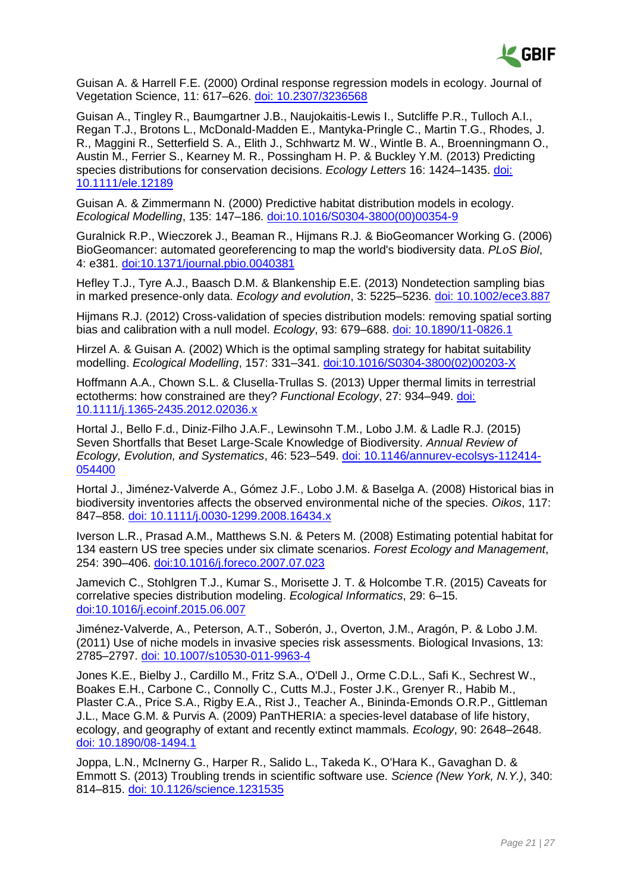Guisan A. & Harrell F.E. (2000) Ordinal response regression models in ecology. Journal of Vegetation Science, 11: 617–626. [doi: 10.2307/3236568](https://doi.org/10.2307/3236568)

Guisan A., Tingley R., Baumgartner J.B., Naujokaitis-Lewis I., Sutcliffe P.R., Tulloch A.I., Regan T.J., Brotons L., McDonald-Madden E., Mantyka-Pringle C., Martin T.G., Rhodes, J. R., Maggini R., Setterfield S. A., Elith J., Schhwartz M. W., Wintle B. A., Broenningmann O., Austin M., Ferrier S., Kearney M. R., Possingham H. P. & Buckley Y.M. (2013) Predicting species distributions for conservation decisions. *Ecology Letters* 16: 1424–1435. [doi: 10.1111/ele.12189](https://doi.org/10.1111/ele.12189)

Guisan A. & Zimmermann N. (2000) Predictive habitat distribution models in ecology. *Ecological Modelling*, 135: 147–186. [doi:10.1016/S0304-3800(00)00354-9](https://doi.org/10.1016/S0304-3800(00)00354-9)

Guralnick R.P., Wieczorek J., Beaman R., Hijmans R.J. & BioGeomancer Working G. (2006) BioGeomancer: automated georeferencing to map the world's biodiversity data. *PLoS Biol*, 4: e381. [doi:10.1371/journal.pbio.0040381](https://doi.org/10.1371/journal.pbio.0040381)

Hefley T.J., Tyre A.J., Baasch D.M. & Blankenship E.E. (2013) Nondetection sampling bias in marked presence-only data. *Ecology and evolution*, 3: 5225–5236. [doi: 10.1002/ece3.887](https://doi.org/10.1002/ece3.887)

Hijmans R.J. (2012) Cross-validation of species distribution models: removing spatial sorting bias and calibration with a null model. *Ecology*, 93: 679–688. [doi: 10.1890/11-0826.1](https://doi.org/10.1890/11-0826.1)

Hirzel A. & Guisan A. (2002) Which is the optimal sampling strategy for habitat suitability modelling. *Ecological Modelling*, 157: 331–341. [doi:10.1016/S0304-3800(02)00203-X](https://doi.org/10.1016/S0304-3800(02)00203-X)

Hoffmann A.A., Chown S.L. & Clusella-Trullas S. (2013) Upper thermal limits in terrestrial ectotherms: how constrained are they? *Functional Ecology*, 27: 934–949. [doi: 10.1111/j.1365-2435.2012.02036.x](https://doi.org/10.1111/j.1365-2435.2012.02036.x)

Hortal J., Bello F.d., Diniz-Filho J.A.F., Lewinsohn T.M., Lobo J.M. & Ladle R.J. (2015) Seven Shortfalls that Beset Large-Scale Knowledge of Biodiversity. *Annual Review of Ecology, Evolution, and Systematics*, 46: 523–549. [doi: 10.1146/annurev-ecolsys-112414-054400](https://doi.org/10.1146/annurev-ecolsys-112414-054400)

Hortal J., Jiménez-Valverde A., Gómez J.F., Lobo J.M. & Baselga A. (2008) Historical bias in biodiversity inventories affects the observed environmental niche of the species. *Oikos*, 117: 847–858. [doi: 10.1111/j.0030-1299.2008.16434.x](https://doi.org/10.1111/j.0030-1299.2008.16434.x)

Iverson L.R., Prasad A.M., Matthews S.N. & Peters M. (2008) Estimating potential habitat for 134 eastern US tree species under six climate scenarios. *Forest Ecology and Management*, 254: 390–406. [doi:10.1016/j.foreco.2007.07.023](https://doi.org/10.1016/j.foreco.2007.07.023)

Jamevich C., Stohlgren T.J., Kumar S., Morisette J. T. & Holcombe T.R. (2015) Caveats for correlative species distribution modeling. *Ecological Informatics*, 29: 6–15. [doi:10.1016/j.ecoinf.2015.06.007](https://doi.org/10.1016/j.ecoinf.2015.06.007)

Jiménez-Valverde, A., Peterson, A.T., Soberón, J., Overton, J.M., Aragón, P. & Lobo J.M. (2011) Use of niche models in invasive species risk assessments. Biological Invasions, 13: 2785–2797. [doi: 10.1007/s10530-011-9963-4](https://doi.org/10.1007/s10530-011-9963-4)

Jones K.E., Bielby J., Cardillo M., Fritz S.A., O'Dell J., Orme C.D.L., Safi K., Sechrest W., Boakes E.H., Carbone C., Connolly C., Cutts M.J., Foster J.K., Grenyer R., Habib M., Plaster C.A., Price S.A., Rigby E.A., Rist J., Teacher A., Bininda-Emonds O.R.P., Gittleman J.L., Mace G.M. & Purvis A. (2009) PanTHERIA: a species-level database of life history, ecology, and geography of extant and recently extinct mammals. *Ecology*, 90: 2648–2648. [doi: 10.1890/08-1494.1](https://doi.org/10.1890/08-1494.1)

Joppa, L.N., McInerny G., Harper R., Salido L., Takeda K., O'Hara K., Gavaghan D. & Emmott S. (2013) Troubling trends in scientific software use. *Science (New York, N.Y.)*, 340: 814–815. [doi: 10.1126/science.1231535](https://doi.org/10.1126/science.1231535)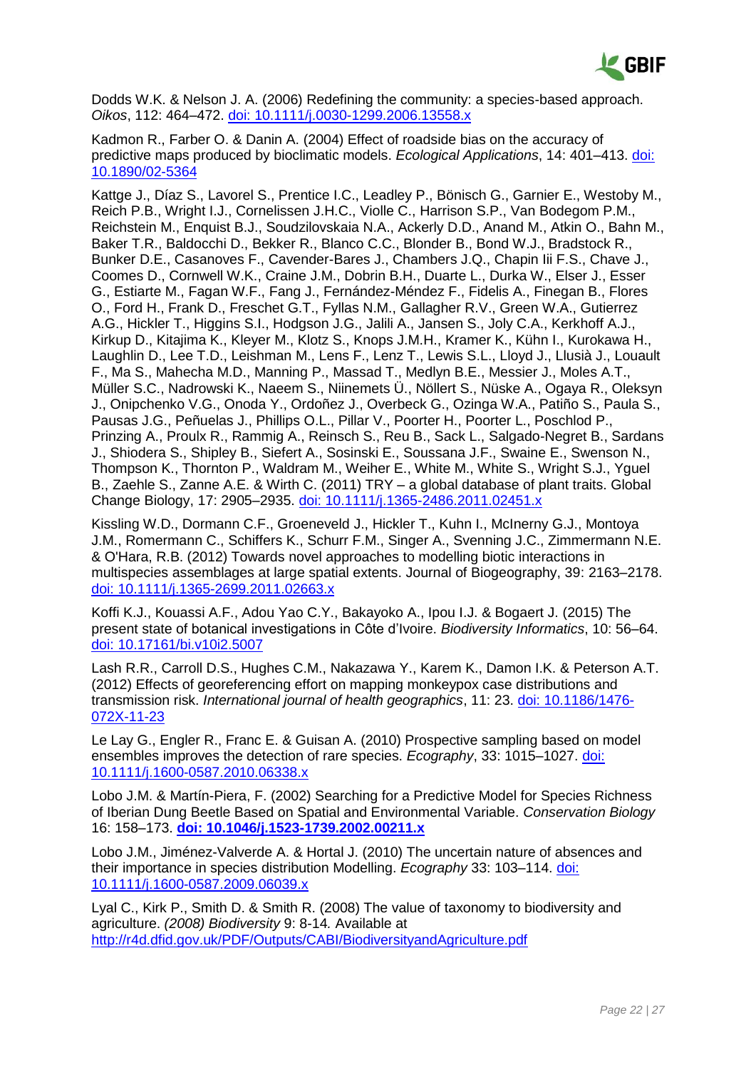Dodds W.K. & Nelson J. A. (2006) Redefining the community: a species-based approach. *Oikos*, 112: 464–472. [doi: 10.1111/j.0030-1299.2006.13558.x](https://doi.org/10.1111/j.0030-1299.2006.13558.x)

Kadmon R., Farber O. & Danin A. (2004) Effect of roadside bias on the accuracy of predictive maps produced by bioclimatic models. *Ecological Applications*, 14: 401–413. [doi: 10.1890/02-5364](https://doi.org/10.1890/02-5364)

Kattge J., Díaz S., Lavorel S., Prentice I.C., Leadley P., Bönisch G., Garnier E., Westoby M., Reich P.B., Wright I.J., Cornelissen J.H.C., Violle C., Harrison S.P., Van Bodegom P.M., Reichstein M., Enquist B.J., Soudzilovskaia N.A., Ackerly D.D., Anand M., Atkin O., Bahn M., Baker T.R., Baldocchi D., Bekker R., Blanco C.C., Blonder B., Bond W.J., Bradstock R., Bunker D.E., Casanoves F., Cavender-Bares J., Chambers J.Q., Chapin Iii F.S., Chave J., Coomes D., Cornwell W.K., Craine J.M., Dobrin B.H., Duarte L., Durka W., Elser J., Esser G., Estiarte M., Fagan W.F., Fang J., Fernández-Méndez F., Fidelis A., Finegan B., Flores O., Ford H., Frank D., Freschet G.T., Fyllas N.M., Gallagher R.V., Green W.A., Gutierrez A.G., Hickler T., Higgins S.I., Hodgson J.G., Jalili A., Jansen S., Joly C.A., Kerkhoff A.J., Kirkup D., Kitajima K., Kleyer M., Klotz S., Knops J.M.H., Kramer K., Kühn I., Kurokawa H., Laughlin D., Lee T.D., Leishman M., Lens F., Lenz T., Lewis S.L., Lloyd J., Llusià J., Louault F., Ma S., Mahecha M.D., Manning P., Massad T., Medlyn B.E., Messier J., Moles A.T., Müller S.C., Nadrowski K., Naeem S., Niinemets Ü., Nöllert S., Nüske A., Ogaya R., Oleksyn J., Onipchenko V.G., Onoda Y., Ordoñez J., Overbeck G., Ozinga W.A., Patiño S., Paula S., Pausas J.G., Peñuelas J., Phillips O.L., Pillar V., Poorter H., Poorter L., Poschlod P., Prinzing A., Proulx R., Rammig A., Reinsch S., Reu B., Sack L., Salgado-Negret B., Sardans J., Shiodera S., Shipley B., Siefert A., Sosinski E., Soussana J.F., Swaine E., Swenson N., Thompson K., Thornton P., Waldram M., Weiher E., White M., White S., Wright S.J., Yguel B., Zaehle S., Zanne A.E. & Wirth C. (2011) TRY – a global database of plant traits. Global Change Biology, 17: 2905–2935. [doi: 10.1111/j.1365-2486.2011.02451.x](https://doi.org/10.1111/j.1365-2486.2011.02451.x)

Kissling W.D., Dormann C.F., Groeneveld J., Hickler T., Kuhn I., McInerny G.J., Montoya J.M., Romermann C., Schiffers K., Schurr F.M., Singer A., Svenning J.C., Zimmermann N.E. & O'Hara, R.B. (2012) Towards novel approaches to modelling biotic interactions in multispecies assemblages at large spatial extents. Journal of Biogeography, 39: 2163–2178. [doi: 10.1111/j.1365-2699.2011.02663.x](https://doi.org/10.1111/j.1365-2699.2011.02663.x)

Koffi K.J., Kouassi A.F., Adou Yao C.Y., Bakayoko A., Ipou I.J. & Bogaert J. (2015) The present state of botanical investigations in Côte d'Ivoire. *Biodiversity Informatics*, 10: 56–64. [doi: 10.17161/bi.v10i2.5007](https://doi.org/10.17161/bi.v10i2.5007)

Lash R.R., Carroll D.S., Hughes C.M., Nakazawa Y., Karem K., Damon I.K. & Peterson A.T. (2012) Effects of georeferencing effort on mapping monkeypox case distributions and transmission risk. *International journal of health geographics*, 11: 23. [doi: 10.1186/1476-072X-11-23](https://doi.org/10.1186/1476-072X-11-23)

Le Lay G., Engler R., Franc E. & Guisan A. (2010) Prospective sampling based on model ensembles improves the detection of rare species. *Ecography*, 33: 1015–1027. [doi: 10.1111/j.1600-0587.2010.06338.x](https://doi.org/10.1111/j.1600-0587.2010.06338.x)

Lobo J.M. & Martín-Piera, F. (2002) Searching for a Predictive Model for Species Richness of Iberian Dung Beetle Based on Spatial and Environmental Variable. *Conservation Biology* 16: 158–173. **[doi: 10.1046/j.1523-1739.2002.00211.x](https://doi.org/10.1046/j.1523-1739.2002.00211.x)**

Lobo J.M., Jiménez-Valverde A. & Hortal J. (2010) The uncertain nature of absences and their importance in species distribution Modelling. *Ecography* 33: 103–114. [doi: 10.1111/j.1600-0587.2009.06039.x](https://doi.org/10.1111/j.1600-0587.2009.06039.x)

Lyal C., Kirk P., Smith D. & Smith R. (2008) The value of taxonomy to biodiversity and agriculture. *(2008) Biodiversity* 9: 8-14*.* Available at [http://r4d.dfid.gov.uk/PDF/Outputs/CABI/BiodiversityandAgriculture.pdf](http://r4d.dfid.gov.uk/PDF/Outputs/CABI/BiodiversityandAgriculture.pdf)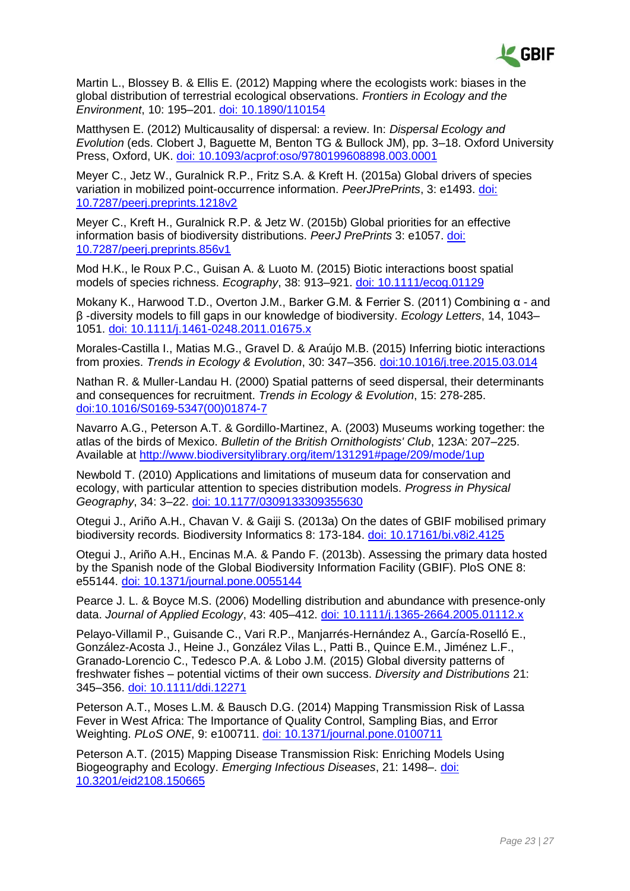Martin L., Blossey B. & Ellis E. (2012) Mapping where the ecologists work: biases in the global distribution of terrestrial ecological observations. *Frontiers in Ecology and the Environment*, 10: 195–201. [doi: 10.1890/110154](https://doi.org/10.1890/110154)

Matthysen E. (2012) Multicausality of dispersal: a review. In: *Dispersal Ecology and Evolution* (eds. Clobert J, Baguette M, Benton TG & Bullock JM), pp. 3–18. Oxford University Press, Oxford, UK. [doi: 10.1093/acprof:oso/9780199608898.003.0001](https://doi.org/10.1093/acprof:oso/9780199608898.003.0001)

Meyer C., Jetz W., Guralnick R.P., Fritz S.A. & Kreft H. (2015a) Global drivers of species variation in mobilized point-occurrence information. *PeerJPrePrints*, 3: e1493. [doi: 10.7287/peerj.preprints.1218v2](https://doi.org/10.7287/peerj.preprints.1218v2)

Meyer C., Kreft H., Guralnick R.P. & Jetz W. (2015b) Global priorities for an effective information basis of biodiversity distributions. *PeerJ PrePrints* 3: e1057. [doi: 10.7287/peerj.preprints.856v1](https://doi.org/10.7287/peerj.preprints.856v1)

Mod H.K., le Roux P.C., Guisan A. & Luoto M. (2015) Biotic interactions boost spatial models of species richness. *Ecography*, 38: 913–921. [doi: 10.1111/ecog.01129](https://doi.org/10.1111/ecog.01129)

Mokany K., Harwood T.D., Overton J.M., Barker G.M. & Ferrier S. (2011) Combining α - and β -diversity models to fill gaps in our knowledge of biodiversity. *Ecology Letters*, 14, 1043–1051. [doi: 10.1111/j.1461-0248.2011.01675.x](https://doi.org/10.1111/j.1461-0248.2011.01675.x)

Morales-Castilla I., Matias M.G., Gravel D. & Araújo M.B. (2015) Inferring biotic interactions from proxies. *Trends in Ecology & Evolution*, 30: 347–356. [doi:10.1016/j.tree.2015.03.014](https://doi.org/10.1016/j.tree.2015.03.014)

Nathan R. & Muller-Landau H. (2000) Spatial patterns of seed dispersal, their determinants and consequences for recruitment. *Trends in Ecology & Evolution*, 15: 278-285. [doi:10.1016/S0169-5347(00)01874-7](https://doi.org/10.1016/S0169-5347(00)01874-7)

Navarro A.G., Peterson A.T. & Gordillo-Martinez, A. (2003) Museums working together: the atlas of the birds of Mexico. *Bulletin of the British Ornithologists' Club*, 123A: 207–225. Available at [http://www.biodiversitylibrary.org/item/131291#page/209/mode/1up](http://www.biodiversitylibrary.org/item/131291#page/209/mode/1up)

Newbold T. (2010) Applications and limitations of museum data for conservation and ecology, with particular attention to species distribution models. *Progress in Physical Geography*, 34: 3–22. [doi: 10.1177/0309133309355630](https://doi.org/10.1177/0309133309355630)

Otegui J., Ariño A.H., Chavan V. & Gaiji S. (2013a) On the dates of GBIF mobilised primary biodiversity records. Biodiversity Informatics 8: 173-184. [doi: 10.17161/bi.v8i2.4125](https://doi.org/10.17161/bi.v8i2.4125)

Otegui J., Ariño A.H., Encinas M.A. & Pando F. (2013b). Assessing the primary data hosted by the Spanish node of the Global Biodiversity Information Facility (GBIF). PloS ONE 8: e55144. [doi: 10.1371/journal.pone.0055144](https://doi.org/10.1371/journal.pone.0055144)

Pearce J. L. & Boyce M.S. (2006) Modelling distribution and abundance with presence-only data. *Journal of Applied Ecology*, 43: 405–412. [doi: 10.1111/j.1365-2664.2005.01112.x](https://doi.org/10.1111/j.1365-2664.2005.01112.x)

Pelayo-Villamil P., Guisande C., Vari R.P., Manjarrés-Hernández A., García-Roselló E., González-Acosta J., Heine J., González Vilas L., Patti B., Quince E.M., Jiménez L.F., Granado-Lorencio C., Tedesco P.A. & Lobo J.M. (2015) Global diversity patterns of freshwater fishes – potential victims of their own success. *Diversity and Distributions* 21: 345–356. [doi: 10.1111/ddi.12271](https://doi.org/10.1111/ddi.12271)

Peterson A.T., Moses L.M. & Bausch D.G. (2014) Mapping Transmission Risk of Lassa Fever in West Africa: The Importance of Quality Control, Sampling Bias, and Error Weighting. *PLoS ONE*, 9: e100711. [doi: 10.1371/journal.pone.0100711](https://doi.org/10.1371/journal.pone.0100711)

Peterson A.T. (2015) Mapping Disease Transmission Risk: Enriching Models Using Biogeography and Ecology. *Emerging Infectious Diseases*, 21: 1498–. [doi: 10.3201/eid2108.150665](https://doi.org/10.3201/eid2108.150665)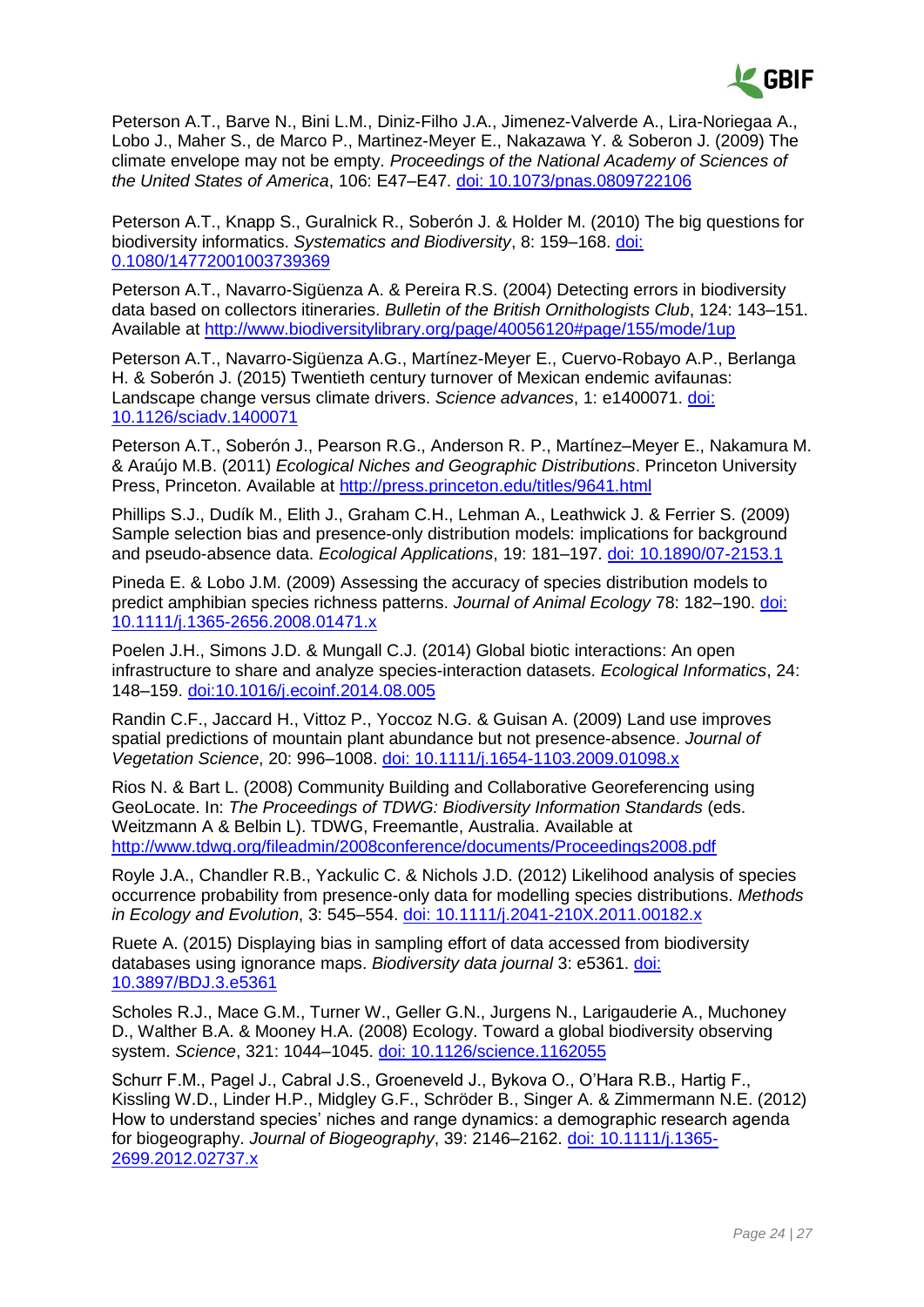Peterson A.T., Barve N., Bini L.M., Diniz-Filho J.A., Jimenez-Valverde A., Lira-Noriegaa A., Lobo J., Maher S., de Marco P., Martinez-Meyer E., Nakazawa Y. & Soberon J. (2009) The climate envelope may not be empty. *Proceedings of the National Academy of Sciences of the United States of America*, 106: E47–E47. [doi: 10.1073/pnas.0809722106](https://doi.org/10.1073/pnas.0809722106)

Peterson A.T., Knapp S., Guralnick R., Soberón J. & Holder M. (2010) The big questions for biodiversity informatics. *Systematics and Biodiversity*, 8: 159–168. [doi: 0.1080/14772001003739369](https://doi.org/10.1080/14772001003739369)

Peterson A.T., Navarro-Sigüenza A. & Pereira R.S. (2004) Detecting errors in biodiversity data based on collectors itineraries. *Bulletin of the British Ornithologists Club*, 124: 143–151. Available at [http://www.biodiversitylibrary.org/page/40056120#page/155/mode/1up](http://www.biodiversitylibrary.org/page/40056120#page/155/mode/1up)

Peterson A.T., Navarro-Sigüenza A.G., Martínez-Meyer E., Cuervo-Robayo A.P., Berlanga H. & Soberón J. (2015) Twentieth century turnover of Mexican endemic avifaunas: Landscape change versus climate drivers. *Science advances*, 1: e1400071. [doi: 10.1126/sciadv.1400071](https://doi.org/10.1126/sciadv.1400071)

Peterson A.T., Soberón J., Pearson R.G., Anderson R. P., Martínez–Meyer E., Nakamura M. & Araújo M.B. (2011) *Ecological Niches and Geographic Distributions*. Princeton University Press, Princeton. Available at [http://press.princeton.edu/titles/9641.html](http://press.princeton.edu/titles/9641.html)

Phillips S.J., Dudík M., Elith J., Graham C.H., Lehman A., Leathwick J. & Ferrier S. (2009) Sample selection bias and presence-only distribution models: implications for background and pseudo-absence data. *Ecological Applications*, 19: 181–197. [doi: 10.1890/07-2153.1](https://doi.org/10.1890/07-2153.1)

Pineda E. & Lobo J.M. (2009) Assessing the accuracy of species distribution models to predict amphibian species richness patterns. *Journal of Animal Ecology* 78: 182–190. [doi: 10.1111/j.1365-2656.2008.01471.x](https://doi.org/10.1111/j.1365-2656.2008.01471.x)

Poelen J.H., Simons J.D. & Mungall C.J. (2014) Global biotic interactions: An open infrastructure to share and analyze species-interaction datasets. *Ecological Informatics*, 24: 148–159. [doi:10.1016/j.ecoinf.2014.08.005](https://doi.org/10.1016/j.ecoinf.2014.08.005)

Randin C.F., Jaccard H., Vittoz P., Yoccoz N.G. & Guisan A. (2009) Land use improves spatial predictions of mountain plant abundance but not presence-absence. *Journal of Vegetation Science*, 20: 996–1008. [doi: 10.1111/j.1654-1103.2009.01098.x](https://doi.org/10.1111/j.1654-1103.2009.01098.x)

Rios N. & Bart L. (2008) Community Building and Collaborative Georeferencing using GeoLocate. In: *The Proceedings of TDWG: Biodiversity Information Standards* (eds. Weitzmann A & Belbin L). TDWG, Freemantle, Australia. Available at [http://www.tdwg.org/fileadmin/2008conference/documents/Proceedings2008.pdf](http://www.tdwg.org/fileadmin/2008conference/documents/Proceedings2008.pdf)

Royle J.A., Chandler R.B., Yackulic C. & Nichols J.D. (2012) Likelihood analysis of species occurrence probability from presence-only data for modelling species distributions. *Methods in Ecology and Evolution*, 3: 545–554. [doi: 10.1111/j.2041-210X.2011.00182.x](https://doi.org/10.1111/j.2041-210X.2011.00182.x)

Ruete A. (2015) Displaying bias in sampling effort of data accessed from biodiversity databases using ignorance maps. *Biodiversity data journal* 3: e5361. [doi: 10.3897/BDJ.3.e5361](https://doi.org/10.3897/BDJ.3.e5361)

Scholes R.J., Mace G.M., Turner W., Geller G.N., Jurgens N., Larigauderie A., Muchoney D., Walther B.A. & Mooney H.A. (2008) Ecology. Toward a global biodiversity observing system. *Science*, 321: 1044–1045. [doi: 10.1126/science.1162055](https://doi.org/10.1126/science.1162055)

Schurr F.M., Pagel J., Cabral J.S., Groeneveld J., Bykova O., O'Hara R.B., Hartig F., Kissling W.D., Linder H.P., Midgley G.F., Schröder B., Singer A. & Zimmermann N.E. (2012) How to understand species' niches and range dynamics: a demographic research agenda for biogeography. *Journal of Biogeography*, 39: 2146–2162. [doi: 10.1111/j.1365-2699.2012.02737.x](https://doi.org/10.1111/j.1365-2699.2012.02737.x)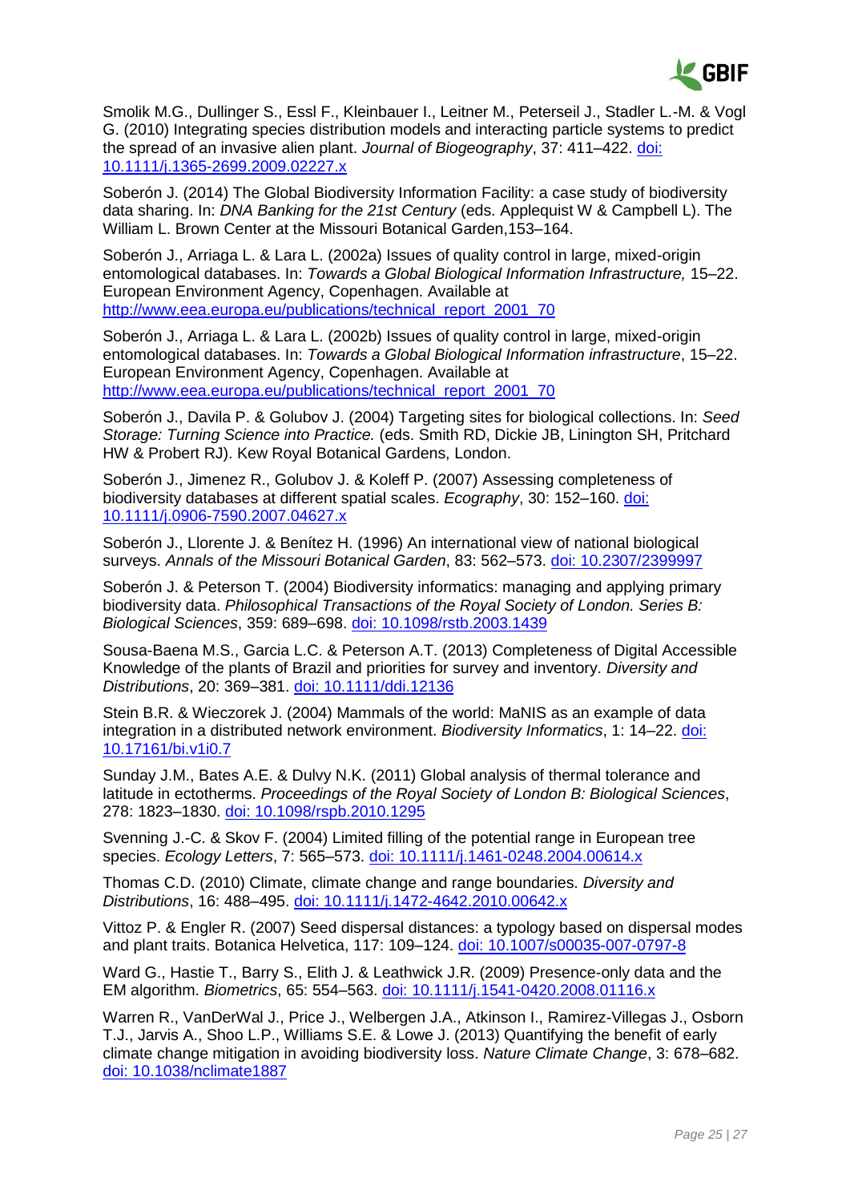Smolik M.G., Dullinger S., Essl F., Kleinbauer I., Leitner M., Peterseil J., Stadler L.-M. & Vogl G. (2010) Integrating species distribution models and interacting particle systems to predict the spread of an invasive alien plant. *Journal of Biogeography*, 37: 411–422. doi: 10.1111/j.1365-2699.2009.02227.x

Soberón J. (2014) The Global Biodiversity Information Facility: a case study of biodiversity data sharing. In: *DNA Banking for the 21st Century* (eds. Applequist W & Campbell L). The William L. Brown Center at the Missouri Botanical Garden,153–164.

Soberón J., Arriaga L. & Lara L. (2002a) Issues of quality control in large, mixed-origin entomological databases. In: *Towards a Global Biological Information Infrastructure,* 15–22. European Environment Agency, Copenhagen. Available at http://www.eea.europa.eu/publications/technical_report_2001_70

Soberón J., Arriaga L. & Lara L. (2002b) Issues of quality control in large, mixed-origin entomological databases. In: *Towards a Global Biological Information infrastructure*, 15–22. European Environment Agency, Copenhagen. Available at http://www.eea.europa.eu/publications/technical_report_2001_70

Soberón J., Davila P. & Golubov J. (2004) Targeting sites for biological collections. In: *Seed Storage: Turning Science into Practice.* (eds. Smith RD, Dickie JB, Linington SH, Pritchard HW & Probert RJ). Kew Royal Botanical Gardens, London.

Soberón J., Jimenez R., Golubov J. & Koleff P. (2007) Assessing completeness of biodiversity databases at different spatial scales. *Ecography*, 30: 152–160. doi: 10.1111/j.0906-7590.2007.04627.x

Soberón J., Llorente J. & Benítez H. (1996) An international view of national biological surveys. *Annals of the Missouri Botanical Garden*, 83: 562–573. doi: 10.2307/2399997

Soberón J. & Peterson T. (2004) Biodiversity informatics: managing and applying primary biodiversity data. *Philosophical Transactions of the Royal Society of London. Series B: Biological Sciences*, 359: 689–698. doi: 10.1098/rstb.2003.1439

Sousa-Baena M.S., Garcia L.C. & Peterson A.T. (2013) Completeness of Digital Accessible Knowledge of the plants of Brazil and priorities for survey and inventory. *Diversity and Distributions*, 20: 369–381. doi: 10.1111/ddi.12136

Stein B.R. & Wieczorek J. (2004) Mammals of the world: MaNIS as an example of data integration in a distributed network environment. *Biodiversity Informatics*, 1: 14–22. doi: 10.17161/bi.v1i0.7

Sunday J.M., Bates A.E. & Dulvy N.K. (2011) Global analysis of thermal tolerance and latitude in ectotherms. *Proceedings of the Royal Society of London B: Biological Sciences*, 278: 1823–1830. doi: 10.1098/rspb.2010.1295

Svenning J.-C. & Skov F. (2004) Limited filling of the potential range in European tree species. *Ecology Letters*, 7: 565–573. doi: 10.1111/j.1461-0248.2004.00614.x

Thomas C.D. (2010) Climate, climate change and range boundaries. *Diversity and Distributions*, 16: 488–495. doi: 10.1111/j.1472-4642.2010.00642.x

Vittoz P. & Engler R. (2007) Seed dispersal distances: a typology based on dispersal modes and plant traits. Botanica Helvetica, 117: 109–124. doi: 10.1007/s00035-007-0797-8

Ward G., Hastie T., Barry S., Elith J. & Leathwick J.R. (2009) Presence-only data and the EM algorithm. *Biometrics*, 65: 554–563. doi: 10.1111/j.1541-0420.2008.01116.x

Warren R., VanDerWal J., Price J., Welbergen J.A., Atkinson I., Ramirez-Villegas J., Osborn T.J., Jarvis A., Shoo L.P., Williams S.E. & Lowe J. (2013) Quantifying the benefit of early climate change mitigation in avoiding biodiversity loss. *Nature Climate Change*, 3: 678–682. doi: 10.1038/nclimate1887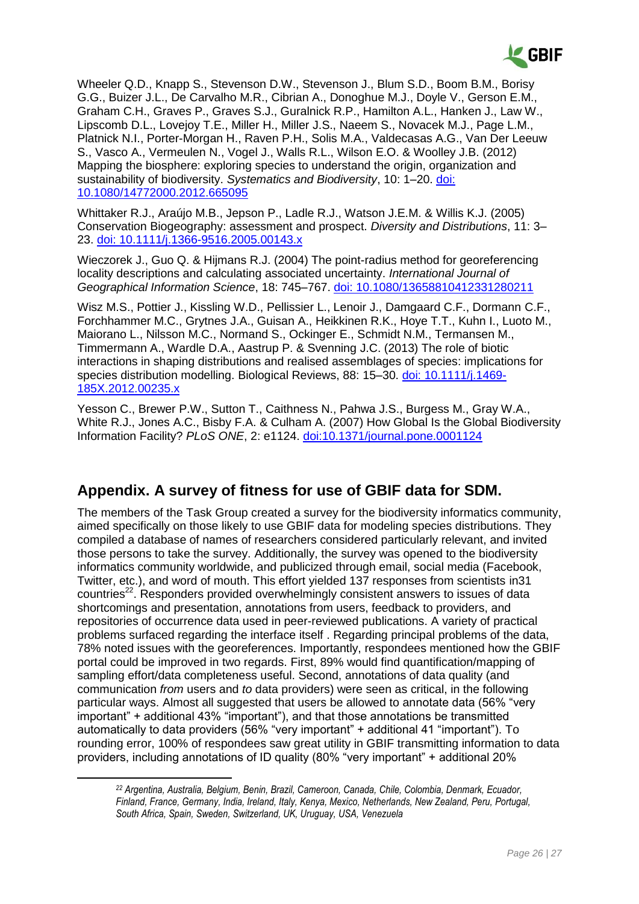Wheeler Q.D., Knapp S., Stevenson D.W., Stevenson J., Blum S.D., Boom B.M., Borisy G.G., Buizer J.L., De Carvalho M.R., Cibrian A., Donoghue M.J., Doyle V., Gerson E.M., Graham C.H., Graves P., Graves S.J., Guralnick R.P., Hamilton A.L., Hanken J., Law W., Lipscomb D.L., Lovejoy T.E., Miller H., Miller J.S., Naeem S., Novacek M.J., Page L.M., Platnick N.I., Porter-Morgan H., Raven P.H., Solis M.A., Valdecasas A.G., Van Der Leeuw S., Vasco A., Vermeulen N., Vogel J., Walls R.L., Wilson E.O. & Woolley J.B. (2012) Mapping the biosphere: exploring species to understand the origin, organization and sustainability of biodiversity. *Systematics and Biodiversity*, 10: 1–20. doi: 10.1080/14772000.2012.665095

Whittaker R.J., Araújo M.B., Jepson P., Ladle R.J., Watson J.E.M. & Willis K.J. (2005) Conservation Biogeography: assessment and prospect. *Diversity and Distributions*, 11: 3–23. doi: 10.1111/j.1366-9516.2005.00143.x

Wieczorek J., Guo Q. & Hijmans R.J. (2004) The point-radius method for georeferencing locality descriptions and calculating associated uncertainty. *International Journal of Geographical Information Science*, 18: 745–767. doi: 10.1080/13658810412331280211

Wisz M.S., Pottier J., Kissling W.D., Pellissier L., Lenoir J., Damgaard C.F., Dormann C.F., Forchhammer M.C., Grytnes J.A., Guisan A., Heikkinen R.K., Hoye T.T., Kuhn I., Luoto M., Maiorano L., Nilsson M.C., Normand S., Ockinger E., Schmidt N.M., Termansen M., Timmermann A., Wardle D.A., Aastrup P. & Svenning J.C. (2013) The role of biotic interactions in shaping distributions and realised assemblages of species: implications for species distribution modelling. Biological Reviews, 88: 15–30. doi: 10.1111/j.1469-185X.2012.00235.x

Yesson C., Brewer P.W., Sutton T., Caithness N., Pahwa J.S., Burgess M., Gray W.A., White R.J., Jones A.C., Bisby F.A. & Culham A. (2007) How Global Is the Global Biodiversity Information Facility? *PLoS ONE*, 2: e1124. doi:10.1371/journal.pone.0001124

## Appendix. A survey of fitness for use of GBIF data for SDM.

The members of the Task Group created a survey for the biodiversity informatics community, aimed specifically on those likely to use GBIF data for modeling species distributions. They compiled a database of names of researchers considered particularly relevant, and invited those persons to take the survey. Additionally, the survey was opened to the biodiversity informatics community worldwide, and publicized through email, social media (Facebook, Twitter, etc.), and word of mouth. This effort yielded 137 responses from scientists in31 countries[22]. Responders provided overwhelmingly consistent answers to issues of data shortcomings and presentation, annotations from users, feedback to providers, and repositories of occurrence data used in peer-reviewed publications. A variety of practical problems surfaced regarding the interface itself . Regarding principal problems of the data, 78% noted issues with the georeferences. Importantly, respondees mentioned how the GBIF portal could be improved in two regards. First, 89% would find quantification/mapping of sampling effort/data completeness useful. Second, annotations of data quality (and communication *from* users and *to* data providers) were seen as critical, in the following particular ways. Almost all suggested that users be allowed to annotate data (56% "very important" + additional 43% "important"), and that those annotations be transmitted automatically to data providers (56% "very important" + additional 41 "important"). To rounding error, 100% of respondees saw great utility in GBIF transmitting information to data providers, including annotations of ID quality (80% "very important" + additional 20%

[22] *Argentina, Australia, Belgium, Benin, Brazil, Cameroon, Canada, Chile, Colombia, Denmark, Ecuador, Finland, France, Germany, India, Ireland, Italy, Kenya, Mexico, Netherlands, New Zealand, Peru, Portugal, South Africa, Spain, Sweden, Switzerland, UK, Uruguay, USA, Venezuela*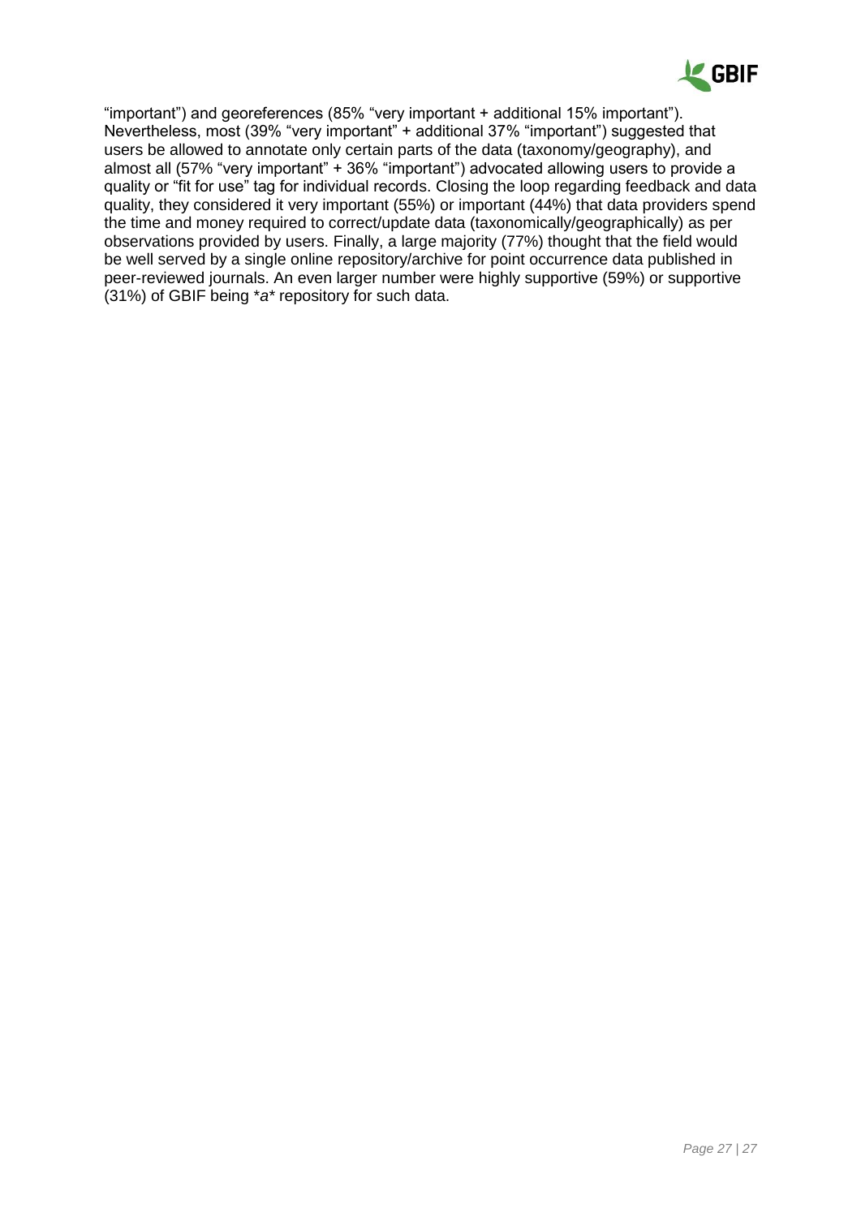"important") and georeferences (85% "very important + additional 15% important"). Nevertheless, most (39% "very important" + additional 37% "important") suggested that users be allowed to annotate only certain parts of the data (taxonomy/geography), and almost all (57% "very important" + 36% "important") advocated allowing users to provide a quality or "fit for use" tag for individual records. Closing the loop regarding feedback and data quality, they considered it very important (55%) or important (44%) that data providers spend the time and money required to correct/update data (taxonomically/geographically) as per observations provided by users. Finally, a large majority (77%) thought that the field would be well served by a single online repository/archive for point occurrence data published in peer-reviewed journals. An even larger number were highly supportive (59%) or supportive (31%) of GBIF being *a* repository for such data.